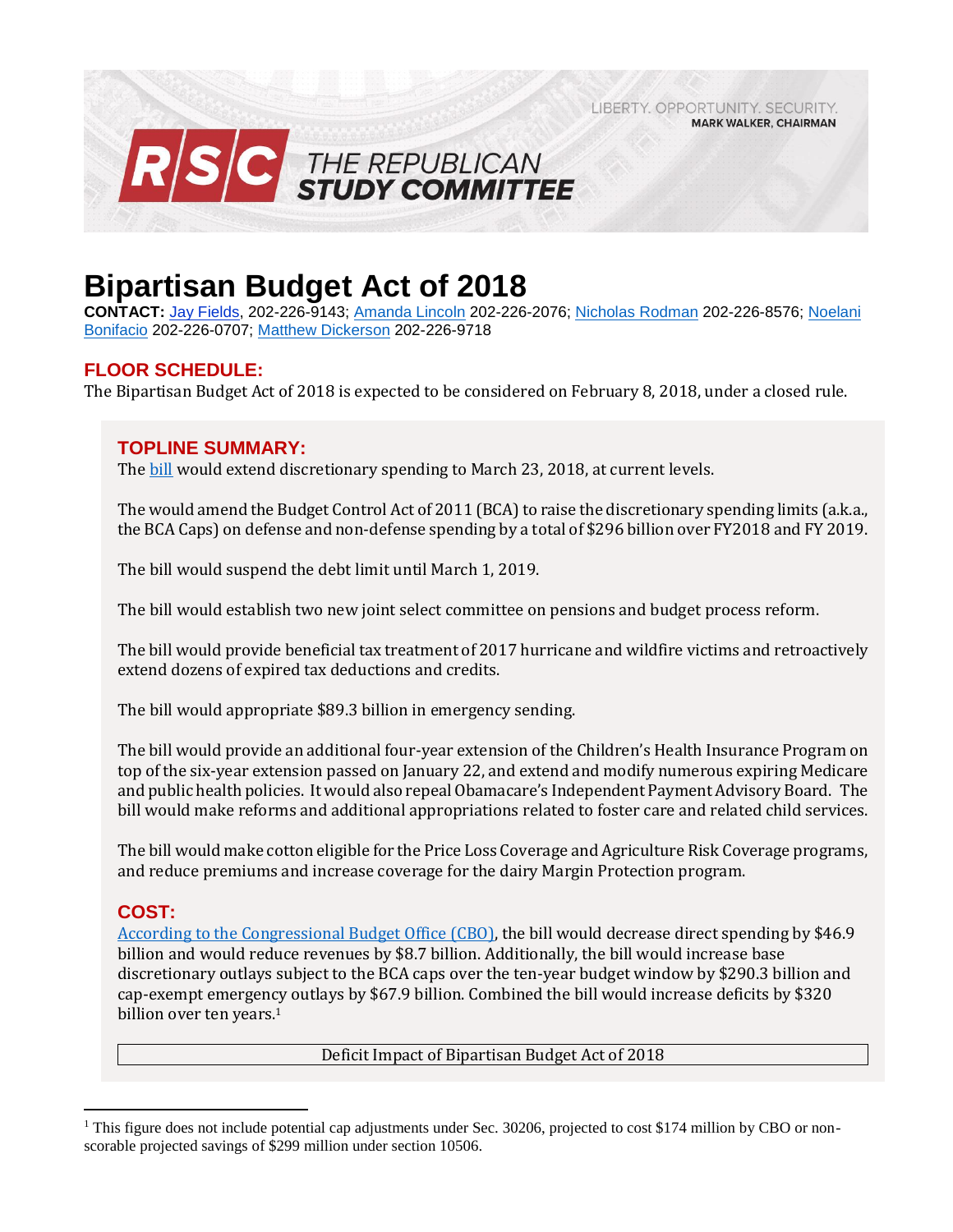LIBERTY. OPPORTUNITY. SECURITY.
**MARK WALKER, CHAIRMAN**

**RSC THE REPUBLICAN STUDY COMMITTEE**

# Bipartisan Budget Act of 2018

**CONTACT:** Jay Fields, 202-226-9143; Amanda Lincoln 202-226-2076; Nicholas Rodman 202-226-8576; Noelani Bonifacio 202-226-0707; Matthew Dickerson 202-226-9718

## FLOOR SCHEDULE:

The Bipartisan Budget Act of 2018 is expected to be considered on February 8, 2018, under a closed rule.

## TOPLINE SUMMARY:

The bill would extend discretionary spending to March 23, 2018, at current levels.

The would amend the Budget Control Act of 2011 (BCA) to raise the discretionary spending limits (a.k.a., the BCA Caps) on defense and non-defense spending by a total of $296 billion over FY2018 and FY 2019.

The bill would suspend the debt limit until March 1, 2019.

The bill would establish two new joint select committee on pensions and budget process reform.

The bill would provide beneficial tax treatment of 2017 hurricane and wildfire victims and retroactively extend dozens of expired tax deductions and credits.

The bill would appropriate $89.3 billion in emergency sending.

The bill would provide an additional four-year extension of the Children's Health Insurance Program on top of the six-year extension passed on January 22, and extend and modify numerous expiring Medicare and public health policies. It would also repeal Obamacare's Independent Payment Advisory Board. The bill would make reforms and additional appropriations related to foster care and related child services.

The bill would make cotton eligible for the Price Loss Coverage and Agriculture Risk Coverage programs, and reduce premiums and increase coverage for the dairy Margin Protection program.

## COST:

According to the Congressional Budget Office (CBO), the bill would decrease direct spending by $46.9 billion and would reduce revenues by $8.7 billion. Additionally, the bill would increase base discretionary outlays subject to the BCA caps over the ten-year budget window by $290.3 billion and cap-exempt emergency outlays by $67.9 billion. Combined the bill would increase deficits by $320 billion over ten years.[1]

| Deficit Impact of Bipartisan Budget Act of 2018 |
|---|

[1] This figure does not include potential cap adjustments under Sec. 30206, projected to cost $174 million by CBO or non-scorable projected savings of $299 million under section 10506.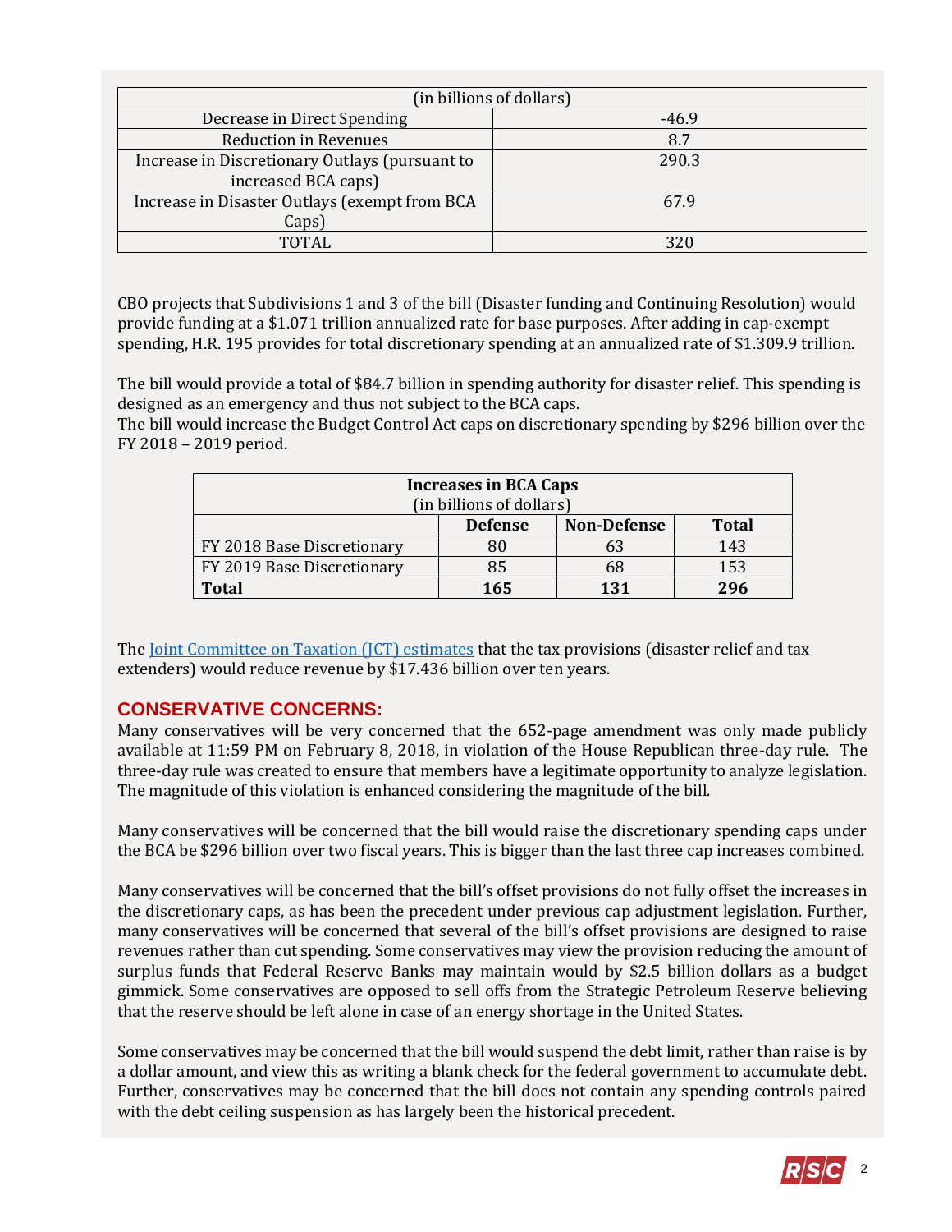| (in billions of dollars) | |
|---|---|
| Decrease in Direct Spending | -46.9 |
| Reduction in Revenues | 8.7 |
| Increase in Discretionary Outlays (pursuant to increased BCA caps) | 290.3 |
| Increase in Disaster Outlays (exempt from BCA Caps) | 67.9 |
| TOTAL | 320 |

CBO projects that Subdivisions 1 and 3 of the bill (Disaster funding and Continuing Resolution) would provide funding at a $1.071 trillion annualized rate for base purposes. After adding in cap-exempt spending, H.R. 195 provides for total discretionary spending at an annualized rate of $1.309.9 trillion.

The bill would provide a total of $84.7 billion in spending authority for disaster relief. This spending is designed as an emergency and thus not subject to the BCA caps.
The bill would increase the Budget Control Act caps on discretionary spending by $296 billion over the FY 2018 – 2019 period.

| **Increases in BCA Caps** (in billions of dollars) | | | |
|---|---|---|---|
| | **Defense** | **Non-Defense** | **Total** |
| FY 2018 Base Discretionary | 80 | 63 | 143 |
| FY 2019 Base Discretionary | 85 | 68 | 153 |
| **Total** | **165** | **131** | **296** |

The [Joint Committee on Taxation (JCT) estimates](#) that the tax provisions (disaster relief and tax extenders) would reduce revenue by $17.436 billion over ten years.

## CONSERVATIVE CONCERNS:

Many conservatives will be very concerned that the 652-page amendment was only made publicly available at 11:59 PM on February 8, 2018, in violation of the House Republican three-day rule. The three-day rule was created to ensure that members have a legitimate opportunity to analyze legislation. The magnitude of this violation is enhanced considering the magnitude of the bill.

Many conservatives will be concerned that the bill would raise the discretionary spending caps under the BCA be $296 billion over two fiscal years. This is bigger than the last three cap increases combined.

Many conservatives will be concerned that the bill's offset provisions do not fully offset the increases in the discretionary caps, as has been the precedent under previous cap adjustment legislation. Further, many conservatives will be concerned that several of the bill's offset provisions are designed to raise revenues rather than cut spending. Some conservatives may view the provision reducing the amount of surplus funds that Federal Reserve Banks may maintain would by $2.5 billion dollars as a budget gimmick. Some conservatives are opposed to sell offs from the Strategic Petroleum Reserve believing that the reserve should be left alone in case of an energy shortage in the United States.

Some conservatives may be concerned that the bill would suspend the debt limit, rather than raise is by a dollar amount, and view this as writing a blank check for the federal government to accumulate debt. Further, conservatives may be concerned that the bill does not contain any spending controls paired with the debt ceiling suspension as has largely been the historical precedent.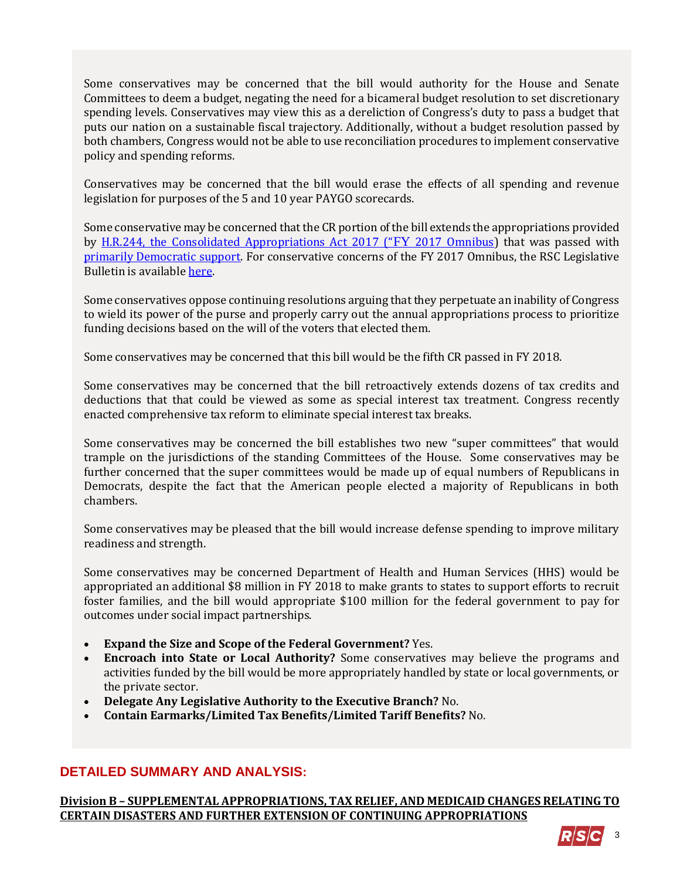Some conservatives may be concerned that the bill would authority for the House and Senate Committees to deem a budget, negating the need for a bicameral budget resolution to set discretionary spending levels. Conservatives may view this as a dereliction of Congress's duty to pass a budget that puts our nation on a sustainable fiscal trajectory. Additionally, without a budget resolution passed by both chambers, Congress would not be able to use reconciliation procedures to implement conservative policy and spending reforms.

Conservatives may be concerned that the bill would erase the effects of all spending and revenue legislation for purposes of the 5 and 10 year PAYGO scorecards.

Some conservative may be concerned that the CR portion of the bill extends the appropriations provided by H.R.244, the Consolidated Appropriations Act 2017 ("FY 2017 Omnibus) that was passed with primarily Democratic support. For conservative concerns of the FY 2017 Omnibus, the RSC Legislative Bulletin is available here.

Some conservatives oppose continuing resolutions arguing that they perpetuate an inability of Congress to wield its power of the purse and properly carry out the annual appropriations process to prioritize funding decisions based on the will of the voters that elected them.

Some conservatives may be concerned that this bill would be the fifth CR passed in FY 2018.

Some conservatives may be concerned that the bill retroactively extends dozens of tax credits and deductions that that could be viewed as some as special interest tax treatment. Congress recently enacted comprehensive tax reform to eliminate special interest tax breaks.

Some conservatives may be concerned the bill establishes two new "super committees" that would trample on the jurisdictions of the standing Committees of the House. Some conservatives may be further concerned that the super committees would be made up of equal numbers of Republicans in Democrats, despite the fact that the American people elected a majority of Republicans in both chambers.

Some conservatives may be pleased that the bill would increase defense spending to improve military readiness and strength.

Some conservatives may be concerned Department of Health and Human Services (HHS) would be appropriated an additional $8 million in FY 2018 to make grants to states to support efforts to recruit foster families, and the bill would appropriate $100 million for the federal government to pay for outcomes under social impact partnerships.

- **Expand the Size and Scope of the Federal Government?** Yes.
- **Encroach into State or Local Authority?** Some conservatives may believe the programs and activities funded by the bill would be more appropriately handled by state or local governments, or the private sector.
- **Delegate Any Legislative Authority to the Executive Branch?** No.
- **Contain Earmarks/Limited Tax Benefits/Limited Tariff Benefits?** No.

## DETAILED SUMMARY AND ANALYSIS:

**Division B – SUPPLEMENTAL APPROPRIATIONS, TAX RELIEF, AND MEDICAID CHANGES RELATING TO CERTAIN DISASTERS AND FURTHER EXTENSION OF CONTINUING APPROPRIATIONS**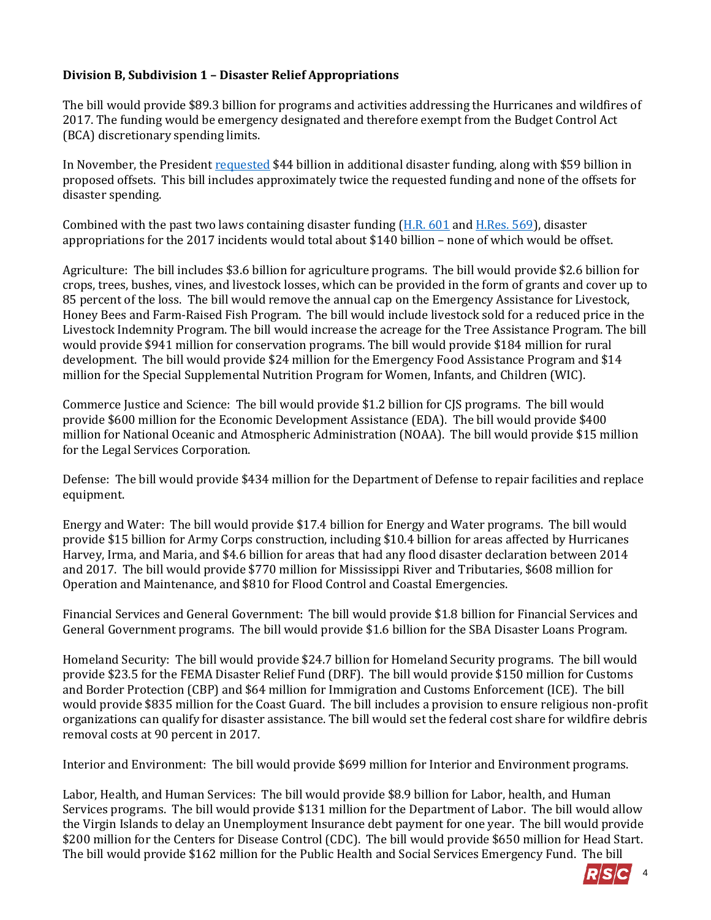**Division B, Subdivision 1 – Disaster Relief Appropriations**

The bill would provide $89.3 billion for programs and activities addressing the Hurricanes and wildfires of 2017. The funding would be emergency designated and therefore exempt from the Budget Control Act (BCA) discretionary spending limits.

In November, the President [requested](#) $44 billion in additional disaster funding, along with $59 billion in proposed offsets. This bill includes approximately twice the requested funding and none of the offsets for disaster spending.

Combined with the past two laws containing disaster funding ([H.R. 601](#) and [H.Res. 569](#)), disaster appropriations for the 2017 incidents would total about $140 billion – none of which would be offset.

Agriculture: The bill includes $3.6 billion for agriculture programs. The bill would provide $2.6 billion for crops, trees, bushes, vines, and livestock losses, which can be provided in the form of grants and cover up to 85 percent of the loss. The bill would remove the annual cap on the Emergency Assistance for Livestock, Honey Bees and Farm-Raised Fish Program. The bill would include livestock sold for a reduced price in the Livestock Indemnity Program. The bill would increase the acreage for the Tree Assistance Program. The bill would provide $941 million for conservation programs. The bill would provide $184 million for rural development. The bill would provide $24 million for the Emergency Food Assistance Program and $14 million for the Special Supplemental Nutrition Program for Women, Infants, and Children (WIC).

Commerce Justice and Science: The bill would provide $1.2 billion for CJS programs. The bill would provide $600 million for the Economic Development Assistance (EDA). The bill would provide $400 million for National Oceanic and Atmospheric Administration (NOAA). The bill would provide $15 million for the Legal Services Corporation.

Defense: The bill would provide $434 million for the Department of Defense to repair facilities and replace equipment.

Energy and Water: The bill would provide $17.4 billion for Energy and Water programs. The bill would provide $15 billion for Army Corps construction, including $10.4 billion for areas affected by Hurricanes Harvey, Irma, and Maria, and $4.6 billion for areas that had any flood disaster declaration between 2014 and 2017. The bill would provide $770 million for Mississippi River and Tributaries, $608 million for Operation and Maintenance, and $810 for Flood Control and Coastal Emergencies.

Financial Services and General Government: The bill would provide $1.8 billion for Financial Services and General Government programs. The bill would provide $1.6 billion for the SBA Disaster Loans Program.

Homeland Security: The bill would provide $24.7 billion for Homeland Security programs. The bill would provide $23.5 for the FEMA Disaster Relief Fund (DRF). The bill would provide $150 million for Customs and Border Protection (CBP) and $64 million for Immigration and Customs Enforcement (ICE). The bill would provide $835 million for the Coast Guard. The bill includes a provision to ensure religious non-profit organizations can qualify for disaster assistance. The bill would set the federal cost share for wildfire debris removal costs at 90 percent in 2017.

Interior and Environment: The bill would provide $699 million for Interior and Environment programs.

Labor, Health, and Human Services: The bill would provide $8.9 billion for Labor, health, and Human Services programs. The bill would provide $131 million for the Department of Labor. The bill would allow the Virgin Islands to delay an Unemployment Insurance debt payment for one year. The bill would provide $200 million for the Centers for Disease Control (CDC). The bill would provide $650 million for Head Start. The bill would provide $162 million for the Public Health and Social Services Emergency Fund. The bill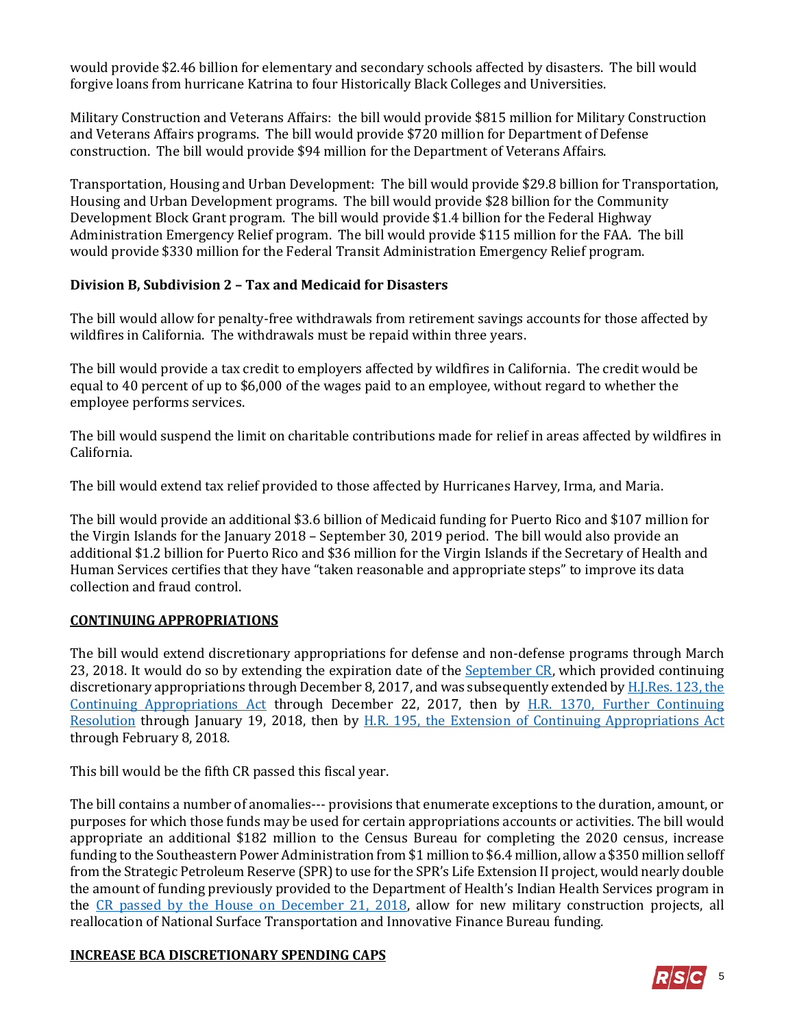would provide $2.46 billion for elementary and secondary schools affected by disasters. The bill would forgive loans from hurricane Katrina to four Historically Black Colleges and Universities.

Military Construction and Veterans Affairs: the bill would provide $815 million for Military Construction and Veterans Affairs programs. The bill would provide $720 million for Department of Defense construction. The bill would provide $94 million for the Department of Veterans Affairs.

Transportation, Housing and Urban Development: The bill would provide $29.8 billion for Transportation, Housing and Urban Development programs. The bill would provide $28 billion for the Community Development Block Grant program. The bill would provide $1.4 billion for the Federal Highway Administration Emergency Relief program. The bill would provide $115 million for the FAA. The bill would provide $330 million for the Federal Transit Administration Emergency Relief program.

**Division B, Subdivision 2 – Tax and Medicaid for Disasters**

The bill would allow for penalty-free withdrawals from retirement savings accounts for those affected by wildfires in California. The withdrawals must be repaid within three years.

The bill would provide a tax credit to employers affected by wildfires in California. The credit would be equal to 40 percent of up to $6,000 of the wages paid to an employee, without regard to whether the employee performs services.

The bill would suspend the limit on charitable contributions made for relief in areas affected by wildfires in California.

The bill would extend tax relief provided to those affected by Hurricanes Harvey, Irma, and Maria.

The bill would provide an additional $3.6 billion of Medicaid funding for Puerto Rico and $107 million for the Virgin Islands for the January 2018 – September 30, 2019 period. The bill would also provide an additional $1.2 billion for Puerto Rico and $36 million for the Virgin Islands if the Secretary of Health and Human Services certifies that they have "taken reasonable and appropriate steps" to improve its data collection and fraud control.

**CONTINUING APPROPRIATIONS**

The bill would extend discretionary appropriations for defense and non-defense programs through March 23, 2018. It would do so by extending the expiration date of the September CR, which provided continuing discretionary appropriations through December 8, 2017, and was subsequently extended by H.J.Res. 123, the Continuing Appropriations Act through December 22, 2017, then by H.R. 1370, Further Continuing Resolution through January 19, 2018, then by H.R. 195, the Extension of Continuing Appropriations Act through February 8, 2018.

This bill would be the fifth CR passed this fiscal year.

The bill contains a number of anomalies--- provisions that enumerate exceptions to the duration, amount, or purposes for which those funds may be used for certain appropriations accounts or activities. The bill would appropriate an additional $182 million to the Census Bureau for completing the 2020 census, increase funding to the Southeastern Power Administration from $1 million to $6.4 million, allow a $350 million selloff from the Strategic Petroleum Reserve (SPR) to use for the SPR's Life Extension II project, would nearly double the amount of funding previously provided to the Department of Health's Indian Health Services program in the CR passed by the House on December 21, 2018, allow for new military construction projects, all reallocation of National Surface Transportation and Innovative Finance Bureau funding.

**INCREASE BCA DISCRETIONARY SPENDING CAPS**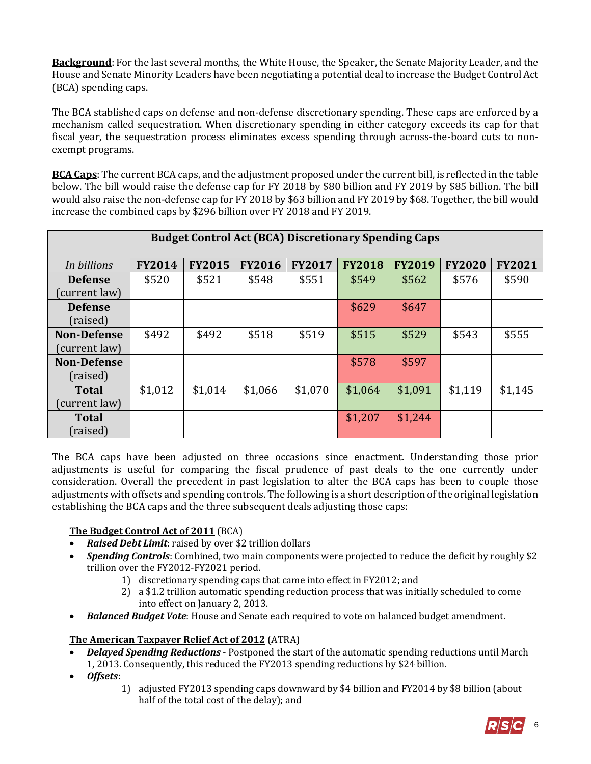**Background**: For the last several months, the White House, the Speaker, the Senate Majority Leader, and the House and Senate Minority Leaders have been negotiating a potential deal to increase the Budget Control Act (BCA) spending caps.

The BCA stablished caps on defense and non-defense discretionary spending. These caps are enforced by a mechanism called sequestration. When discretionary spending in either category exceeds its cap for that fiscal year, the sequestration process eliminates excess spending through across-the-board cuts to non-exempt programs.

**BCA Caps**: The current BCA caps, and the adjustment proposed under the current bill, is reflected in the table below. The bill would raise the defense cap for FY 2018 by $80 billion and FY 2019 by $85 billion. The bill would also raise the non-defense cap for FY 2018 by $63 billion and FY 2019 by $68. Together, the bill would increase the combined caps by $296 billion over FY 2018 and FY 2019.

| Budget Control Act (BCA) Discretionary Spending Caps | | | | | | | | |
|---|---|---|---|---|---|---|---|---|
| *In billions* | **FY2014** | **FY2015** | **FY2016** | **FY2017** | **FY2018** | **FY2019** | **FY2020** | **FY2021** |
| **Defense** (current law) | $520 | $521 | $548 | $551 | $549 | $562 | $576 | $590 |
| **Defense** (raised) | | | | | $629 | $647 | | |
| **Non-Defense** (current law) | $492 | $492 | $518 | $519 | $515 | $529 | $543 | $555 |
| **Non-Defense** (raised) | | | | | $578 | $597 | | |
| **Total** (current law) | $1,012 | $1,014 | $1,066 | $1,070 | $1,064 | $1,091 | $1,119 | $1,145 |
| **Total** (raised) | | | | | $1,207 | $1,244 | | |

The BCA caps have been adjusted on three occasions since enactment. Understanding those prior adjustments is useful for comparing the fiscal prudence of past deals to the one currently under consideration. Overall the precedent in past legislation to alter the BCA caps has been to couple those adjustments with offsets and spending controls. The following is a short description of the original legislation establishing the BCA caps and the three subsequent deals adjusting those caps:

**The Budget Control Act of 2011** (BCA)

- ***Raised Debt Limit***: raised by over $2 trillion dollars
- ***Spending Controls***: Combined, two main components were projected to reduce the deficit by roughly $2 trillion over the FY2012-FY2021 period.
    1) discretionary spending caps that came into effect in FY2012; and
    2) a $1.2 trillion automatic spending reduction process that was initially scheduled to come into effect on January 2, 2013.
- ***Balanced Budget Vote***: House and Senate each required to vote on balanced budget amendment.

**The American Taxpayer Relief Act of 2012** (ATRA)

- ***Delayed Spending Reductions*** - Postponed the start of the automatic spending reductions until March 1, 2013. Consequently, this reduced the FY2013 spending reductions by $24 billion.
- ***Offsets***:
    1) adjusted FY2013 spending caps downward by $4 billion and FY2014 by $8 billion (about half of the total cost of the delay); and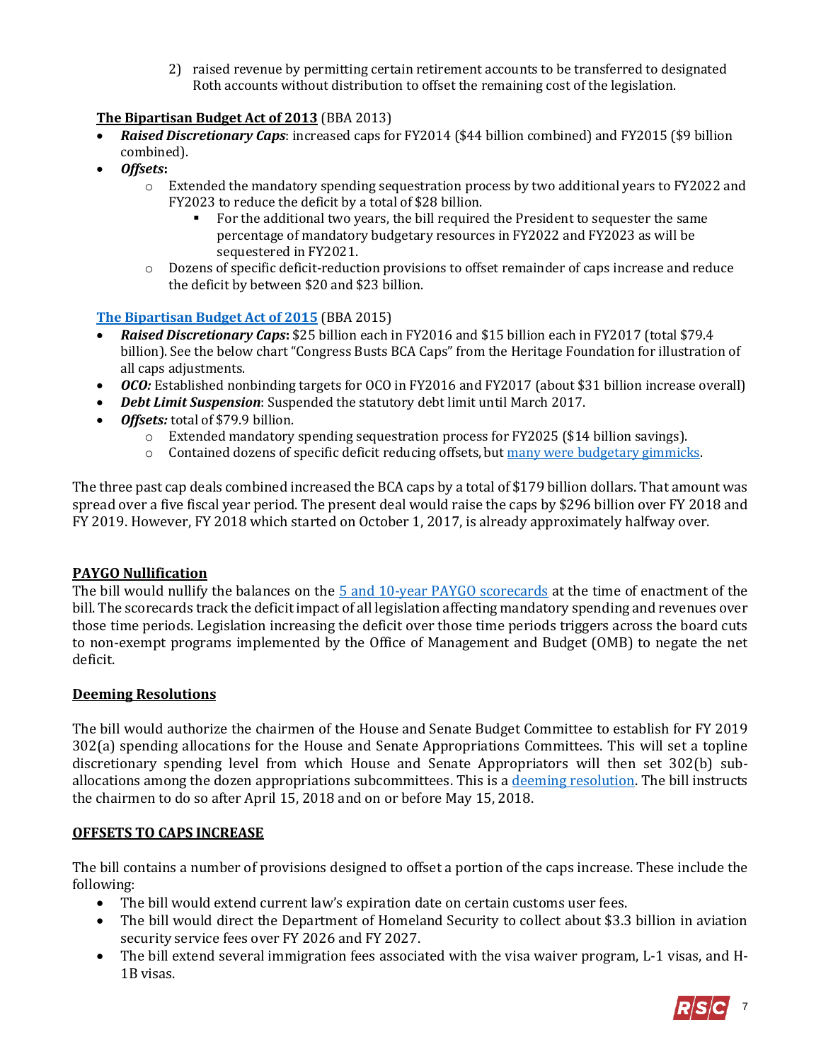2) raised revenue by permitting certain retirement accounts to be transferred to designated Roth accounts without distribution to offset the remaining cost of the legislation.

**The Bipartisan Budget Act of 2013** (BBA 2013)

- ***Raised Discretionary Caps***: increased caps for FY2014 ($44 billion combined) and FY2015 ($9 billion combined).
- ***Offsets*:**
  - Extended the mandatory spending sequestration process by two additional years to FY2022 and FY2023 to reduce the deficit by a total of $28 billion.
    - For the additional two years, the bill required the President to sequester the same percentage of mandatory budgetary resources in FY2022 and FY2023 as will be sequestered in FY2021.
  - Dozens of specific deficit-reduction provisions to offset remainder of caps increase and reduce the deficit by between $20 and $23 billion.

**The Bipartisan Budget Act of 2015** (BBA 2015)

- ***Raised Discretionary Caps*:** $25 billion each in FY2016 and $15 billion each in FY2017 (total $79.4 billion). See the below chart "Congress Busts BCA Caps" from the Heritage Foundation for illustration of all caps adjustments.
- ***OCO:*** Established nonbinding targets for OCO in FY2016 and FY2017 (about $31 billion increase overall)
- ***Debt Limit Suspension***: Suspended the statutory debt limit until March 2017.
- ***Offsets:*** total of $79.9 billion.
  - Extended mandatory spending sequestration process for FY2025 ($14 billion savings).
  - Contained dozens of specific deficit reducing offsets, but many were budgetary gimmicks.

The three past cap deals combined increased the BCA caps by a total of $179 billion dollars. That amount was spread over a five fiscal year period. The present deal would raise the caps by $296 billion over FY 2018 and FY 2019. However, FY 2018 which started on October 1, 2017, is already approximately halfway over.

**PAYGO Nullification**

The bill would nullify the balances on the 5 and 10-year PAYGO scorecards at the time of enactment of the bill. The scorecards track the deficit impact of all legislation affecting mandatory spending and revenues over those time periods. Legislation increasing the deficit over those time periods triggers across the board cuts to non-exempt programs implemented by the Office of Management and Budget (OMB) to negate the net deficit.

**Deeming Resolutions**

The bill would authorize the chairmen of the House and Senate Budget Committee to establish for FY 2019 302(a) spending allocations for the House and Senate Appropriations Committees. This will set a topline discretionary spending level from which House and Senate Appropriators will then set 302(b) sub-allocations among the dozen appropriations subcommittees. This is a deeming resolution. The bill instructs the chairmen to do so after April 15, 2018 and on or before May 15, 2018.

**OFFSETS TO CAPS INCREASE**

The bill contains a number of provisions designed to offset a portion of the caps increase. These include the following:

- The bill would extend current law's expiration date on certain customs user fees.
- The bill would direct the Department of Homeland Security to collect about $3.3 billion in aviation security service fees over FY 2026 and FY 2027.
- The bill extend several immigration fees associated with the visa waiver program, L-1 visas, and H-1B visas.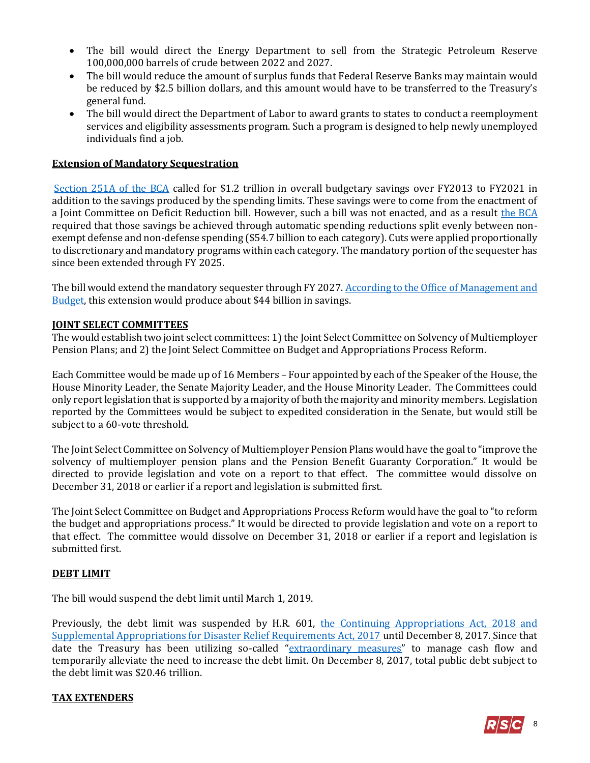- The bill would direct the Energy Department to sell from the Strategic Petroleum Reserve 100,000,000 barrels of crude between 2022 and 2027.
- The bill would reduce the amount of surplus funds that Federal Reserve Banks may maintain would be reduced by $2.5 billion dollars, and this amount would have to be transferred to the Treasury's general fund.
- The bill would direct the Department of Labor to award grants to states to conduct a reemployment services and eligibility assessments program. Such a program is designed to help newly unemployed individuals find a job.

**Extension of Mandatory Sequestration**

Section 251A of the BCA called for $1.2 trillion in overall budgetary savings over FY2013 to FY2021 in addition to the savings produced by the spending limits. These savings were to come from the enactment of a Joint Committee on Deficit Reduction bill. However, such a bill was not enacted, and as a result the BCA required that those savings be achieved through automatic spending reductions split evenly between non-exempt defense and non-defense spending ($54.7 billion to each category). Cuts were applied proportionally to discretionary and mandatory programs within each category. The mandatory portion of the sequester has since been extended through FY 2025.

The bill would extend the mandatory sequester through FY 2027. According to the Office of Management and Budget, this extension would produce about $44 billion in savings.

**JOINT SELECT COMMITTEES**

The would establish two joint select committees: 1) the Joint Select Committee on Solvency of Multiemployer Pension Plans; and 2) the Joint Select Committee on Budget and Appropriations Process Reform.

Each Committee would be made up of 16 Members – Four appointed by each of the Speaker of the House, the House Minority Leader, the Senate Majority Leader, and the House Minority Leader. The Committees could only report legislation that is supported by a majority of both the majority and minority members. Legislation reported by the Committees would be subject to expedited consideration in the Senate, but would still be subject to a 60-vote threshold.

The Joint Select Committee on Solvency of Multiemployer Pension Plans would have the goal to "improve the solvency of multiemployer pension plans and the Pension Benefit Guaranty Corporation." It would be directed to provide legislation and vote on a report to that effect. The committee would dissolve on December 31, 2018 or earlier if a report and legislation is submitted first.

The Joint Select Committee on Budget and Appropriations Process Reform would have the goal to "to reform the budget and appropriations process." It would be directed to provide legislation and vote on a report to that effect. The committee would dissolve on December 31, 2018 or earlier if a report and legislation is submitted first.

**DEBT LIMIT**

The bill would suspend the debt limit until March 1, 2019.

Previously, the debt limit was suspended by H.R. 601, the Continuing Appropriations Act, 2018 and Supplemental Appropriations for Disaster Relief Requirements Act, 2017 until December 8, 2017. Since that date the Treasury has been utilizing so-called "extraordinary measures" to manage cash flow and temporarily alleviate the need to increase the debt limit. On December 8, 2017, total public debt subject to the debt limit was $20.46 trillion.

**TAX EXTENDERS**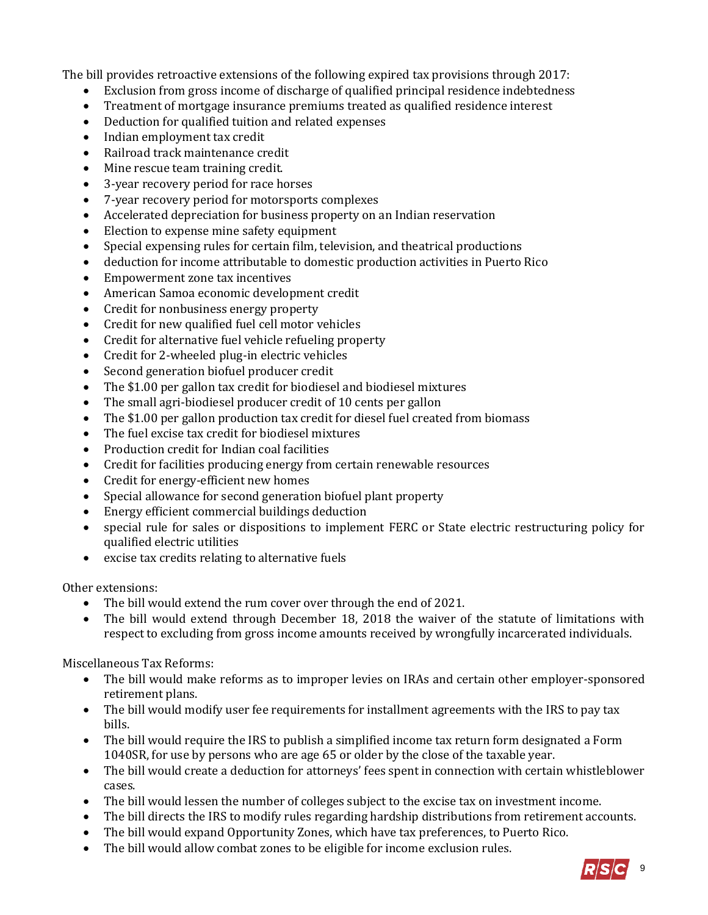The bill provides retroactive extensions of the following expired tax provisions through 2017:

- Exclusion from gross income of discharge of qualified principal residence indebtedness
- Treatment of mortgage insurance premiums treated as qualified residence interest
- Deduction for qualified tuition and related expenses
- Indian employment tax credit
- Railroad track maintenance credit
- Mine rescue team training credit.
- 3-year recovery period for race horses
- 7-year recovery period for motorsports complexes
- Accelerated depreciation for business property on an Indian reservation
- Election to expense mine safety equipment
- Special expensing rules for certain film, television, and theatrical productions
- deduction for income attributable to domestic production activities in Puerto Rico
- Empowerment zone tax incentives
- American Samoa economic development credit
- Credit for nonbusiness energy property
- Credit for new qualified fuel cell motor vehicles
- Credit for alternative fuel vehicle refueling property
- Credit for 2-wheeled plug-in electric vehicles
- Second generation biofuel producer credit
- The $1.00 per gallon tax credit for biodiesel and biodiesel mixtures
- The small agri-biodiesel producer credit of 10 cents per gallon
- The $1.00 per gallon production tax credit for diesel fuel created from biomass
- The fuel excise tax credit for biodiesel mixtures
- Production credit for Indian coal facilities
- Credit for facilities producing energy from certain renewable resources
- Credit for energy-efficient new homes
- Special allowance for second generation biofuel plant property
- Energy efficient commercial buildings deduction
- special rule for sales or dispositions to implement FERC or State electric restructuring policy for qualified electric utilities
- excise tax credits relating to alternative fuels

Other extensions:

- The bill would extend the rum cover over through the end of 2021.
- The bill would extend through December 18, 2018 the waiver of the statute of limitations with respect to excluding from gross income amounts received by wrongfully incarcerated individuals.

Miscellaneous Tax Reforms:

- The bill would make reforms as to improper levies on IRAs and certain other employer-sponsored retirement plans.
- The bill would modify user fee requirements for installment agreements with the IRS to pay tax bills.
- The bill would require the IRS to publish a simplified income tax return form designated a Form 1040SR, for use by persons who are age 65 or older by the close of the taxable year.
- The bill would create a deduction for attorneys' fees spent in connection with certain whistleblower cases.
- The bill would lessen the number of colleges subject to the excise tax on investment income.
- The bill directs the IRS to modify rules regarding hardship distributions from retirement accounts.
- The bill would expand Opportunity Zones, which have tax preferences, to Puerto Rico.
- The bill would allow combat zones to be eligible for income exclusion rules.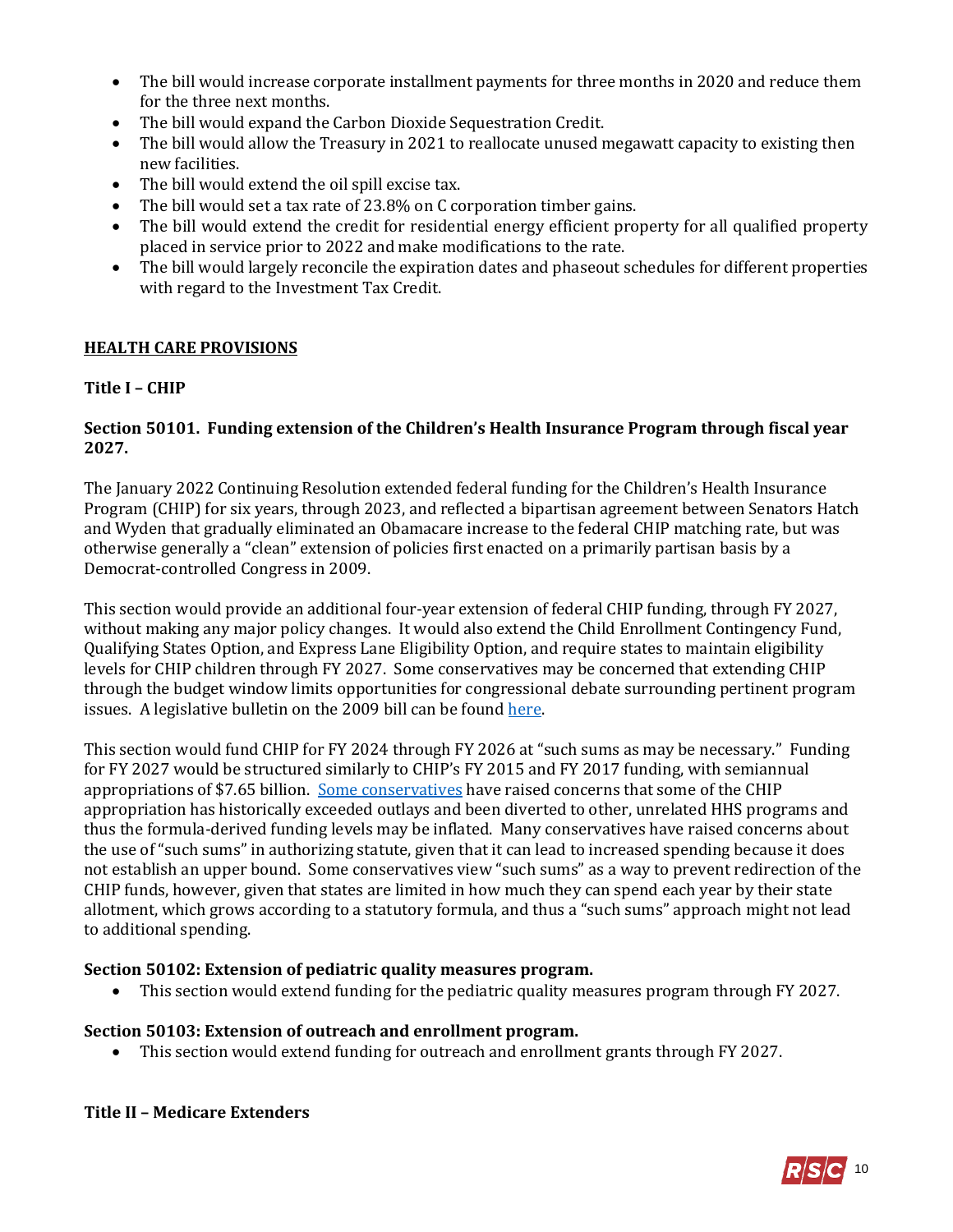- The bill would increase corporate installment payments for three months in 2020 and reduce them for the three next months.
- The bill would expand the Carbon Dioxide Sequestration Credit.
- The bill would allow the Treasury in 2021 to reallocate unused megawatt capacity to existing then new facilities.
- The bill would extend the oil spill excise tax.
- The bill would set a tax rate of 23.8% on C corporation timber gains.
- The bill would extend the credit for residential energy efficient property for all qualified property placed in service prior to 2022 and make modifications to the rate.
- The bill would largely reconcile the expiration dates and phaseout schedules for different properties with regard to the Investment Tax Credit.

## HEALTH CARE PROVISIONS

### Title I – CHIP

#### Section 50101. Funding extension of the Children's Health Insurance Program through fiscal year 2027.

The January 2022 Continuing Resolution extended federal funding for the Children's Health Insurance Program (CHIP) for six years, through 2023, and reflected a bipartisan agreement between Senators Hatch and Wyden that gradually eliminated an Obamacare increase to the federal CHIP matching rate, but was otherwise generally a "clean" extension of policies first enacted on a primarily partisan basis by a Democrat-controlled Congress in 2009.

This section would provide an additional four-year extension of federal CHIP funding, through FY 2027, without making any major policy changes. It would also extend the Child Enrollment Contingency Fund, Qualifying States Option, and Express Lane Eligibility Option, and require states to maintain eligibility levels for CHIP children through FY 2027. Some conservatives may be concerned that extending CHIP through the budget window limits opportunities for congressional debate surrounding pertinent program issues. A legislative bulletin on the 2009 bill can be found here.

This section would fund CHIP for FY 2024 through FY 2026 at "such sums as may be necessary." Funding for FY 2027 would be structured similarly to CHIP's FY 2015 and FY 2017 funding, with semiannual appropriations of $7.65 billion. Some conservatives have raised concerns that some of the CHIP appropriation has historically exceeded outlays and been diverted to other, unrelated HHS programs and thus the formula-derived funding levels may be inflated. Many conservatives have raised concerns about the use of "such sums" in authorizing statute, given that it can lead to increased spending because it does not establish an upper bound. Some conservatives view "such sums" as a way to prevent redirection of the CHIP funds, however, given that states are limited in how much they can spend each year by their state allotment, which grows according to a statutory formula, and thus a "such sums" approach might not lead to additional spending.

#### Section 50102: Extension of pediatric quality measures program.

- This section would extend funding for the pediatric quality measures program through FY 2027.

#### Section 50103: Extension of outreach and enrollment program.

- This section would extend funding for outreach and enrollment grants through FY 2027.

### Title II – Medicare Extenders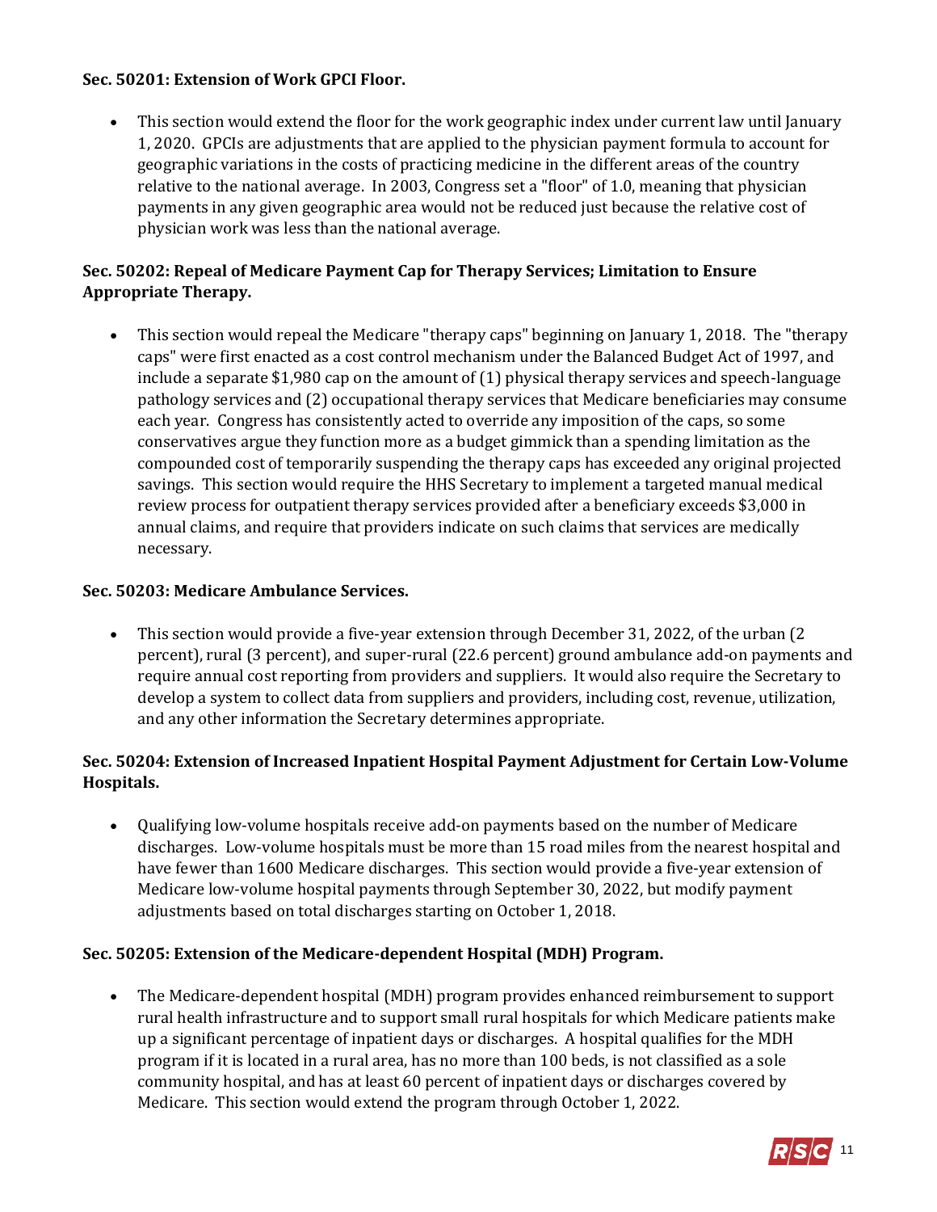**Sec. 50201: Extension of Work GPCI Floor.**

- This section would extend the floor for the work geographic index under current law until January 1, 2020. GPCIs are adjustments that are applied to the physician payment formula to account for geographic variations in the costs of practicing medicine in the different areas of the country relative to the national average. In 2003, Congress set a "floor" of 1.0, meaning that physician payments in any given geographic area would not be reduced just because the relative cost of physician work was less than the national average.

**Sec. 50202: Repeal of Medicare Payment Cap for Therapy Services; Limitation to Ensure Appropriate Therapy.**

- This section would repeal the Medicare "therapy caps" beginning on January 1, 2018. The "therapy caps" were first enacted as a cost control mechanism under the Balanced Budget Act of 1997, and include a separate $1,980 cap on the amount of (1) physical therapy services and speech-language pathology services and (2) occupational therapy services that Medicare beneficiaries may consume each year. Congress has consistently acted to override any imposition of the caps, so some conservatives argue they function more as a budget gimmick than a spending limitation as the compounded cost of temporarily suspending the therapy caps has exceeded any original projected savings. This section would require the HHS Secretary to implement a targeted manual medical review process for outpatient therapy services provided after a beneficiary exceeds $3,000 in annual claims, and require that providers indicate on such claims that services are medically necessary.

**Sec. 50203: Medicare Ambulance Services.**

- This section would provide a five-year extension through December 31, 2022, of the urban (2 percent), rural (3 percent), and super-rural (22.6 percent) ground ambulance add-on payments and require annual cost reporting from providers and suppliers. It would also require the Secretary to develop a system to collect data from suppliers and providers, including cost, revenue, utilization, and any other information the Secretary determines appropriate.

**Sec. 50204: Extension of Increased Inpatient Hospital Payment Adjustment for Certain Low-Volume Hospitals.**

- Qualifying low-volume hospitals receive add-on payments based on the number of Medicare discharges. Low-volume hospitals must be more than 15 road miles from the nearest hospital and have fewer than 1600 Medicare discharges. This section would provide a five-year extension of Medicare low-volume hospital payments through September 30, 2022, but modify payment adjustments based on total discharges starting on October 1, 2018.

**Sec. 50205: Extension of the Medicare-dependent Hospital (MDH) Program.**

- The Medicare-dependent hospital (MDH) program provides enhanced reimbursement to support rural health infrastructure and to support small rural hospitals for which Medicare patients make up a significant percentage of inpatient days or discharges. A hospital qualifies for the MDH program if it is located in a rural area, has no more than 100 beds, is not classified as a sole community hospital, and has at least 60 percent of inpatient days or discharges covered by Medicare. This section would extend the program through October 1, 2022.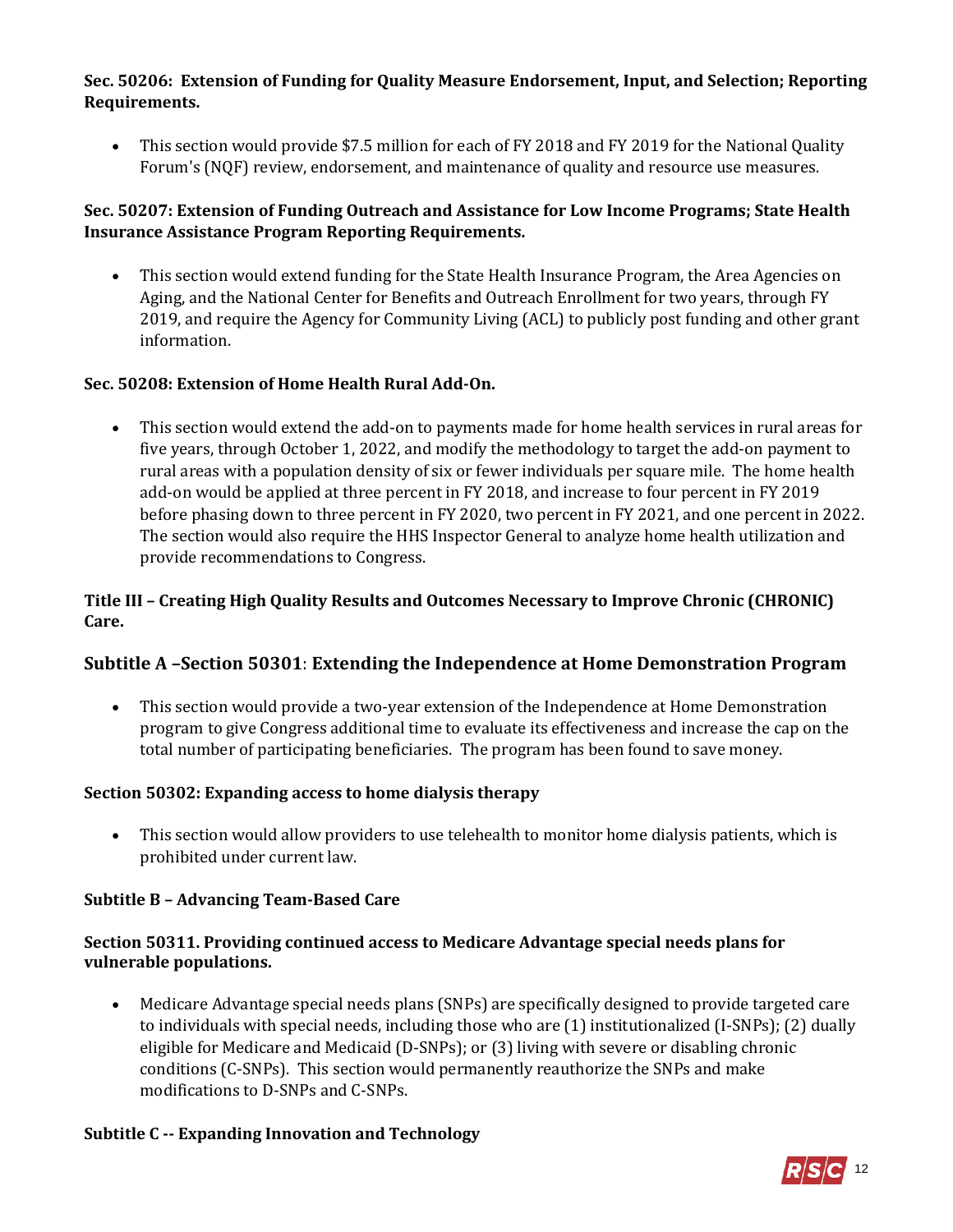**Sec. 50206: Extension of Funding for Quality Measure Endorsement, Input, and Selection; Reporting Requirements.**

- This section would provide $7.5 million for each of FY 2018 and FY 2019 for the National Quality Forum's (NQF) review, endorsement, and maintenance of quality and resource use measures.

**Sec. 50207: Extension of Funding Outreach and Assistance for Low Income Programs; State Health Insurance Assistance Program Reporting Requirements.**

- This section would extend funding for the State Health Insurance Program, the Area Agencies on Aging, and the National Center for Benefits and Outreach Enrollment for two years, through FY 2019, and require the Agency for Community Living (ACL) to publicly post funding and other grant information.

**Sec. 50208: Extension of Home Health Rural Add-On.**

- This section would extend the add-on to payments made for home health services in rural areas for five years, through October 1, 2022, and modify the methodology to target the add-on payment to rural areas with a population density of six or fewer individuals per square mile. The home health add-on would be applied at three percent in FY 2018, and increase to four percent in FY 2019 before phasing down to three percent in FY 2020, two percent in FY 2021, and one percent in 2022. The section would also require the HHS Inspector General to analyze home health utilization and provide recommendations to Congress.

**Title III – Creating High Quality Results and Outcomes Necessary to Improve Chronic (CHRONIC) Care.**

## Subtitle A –Section 50301: Extending the Independence at Home Demonstration Program

- This section would provide a two-year extension of the Independence at Home Demonstration program to give Congress additional time to evaluate its effectiveness and increase the cap on the total number of participating beneficiaries. The program has been found to save money.

**Section 50302: Expanding access to home dialysis therapy**

- This section would allow providers to use telehealth to monitor home dialysis patients, which is prohibited under current law.

**Subtitle B – Advancing Team-Based Care**

**Section 50311. Providing continued access to Medicare Advantage special needs plans for vulnerable populations.**

- Medicare Advantage special needs plans (SNPs) are specifically designed to provide targeted care to individuals with special needs, including those who are (1) institutionalized (I-SNPs); (2) dually eligible for Medicare and Medicaid (D-SNPs); or (3) living with severe or disabling chronic conditions (C-SNPs). This section would permanently reauthorize the SNPs and make modifications to D-SNPs and C-SNPs.

**Subtitle C -- Expanding Innovation and Technology**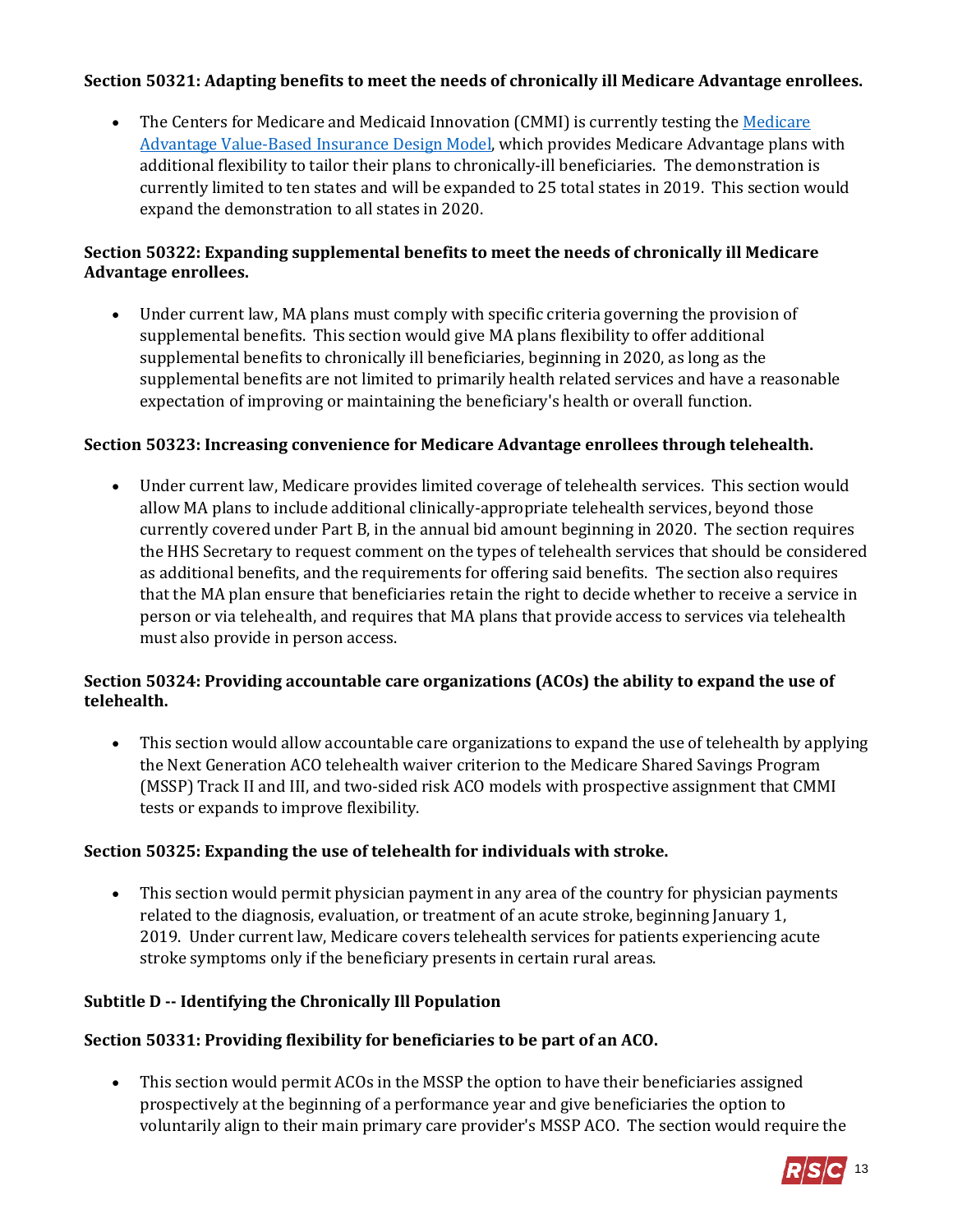**Section 50321: Adapting benefits to meet the needs of chronically ill Medicare Advantage enrollees.**

- The Centers for Medicare and Medicaid Innovation (CMMI) is currently testing the [Medicare Advantage Value-Based Insurance Design Model](), which provides Medicare Advantage plans with additional flexibility to tailor their plans to chronically-ill beneficiaries. The demonstration is currently limited to ten states and will be expanded to 25 total states in 2019. This section would expand the demonstration to all states in 2020.

**Section 50322: Expanding supplemental benefits to meet the needs of chronically ill Medicare Advantage enrollees.**

- Under current law, MA plans must comply with specific criteria governing the provision of supplemental benefits. This section would give MA plans flexibility to offer additional supplemental benefits to chronically ill beneficiaries, beginning in 2020, as long as the supplemental benefits are not limited to primarily health related services and have a reasonable expectation of improving or maintaining the beneficiary's health or overall function.

**Section 50323: Increasing convenience for Medicare Advantage enrollees through telehealth.**

- Under current law, Medicare provides limited coverage of telehealth services. This section would allow MA plans to include additional clinically-appropriate telehealth services, beyond those currently covered under Part B, in the annual bid amount beginning in 2020. The section requires the HHS Secretary to request comment on the types of telehealth services that should be considered as additional benefits, and the requirements for offering said benefits. The section also requires that the MA plan ensure that beneficiaries retain the right to decide whether to receive a service in person or via telehealth, and requires that MA plans that provide access to services via telehealth must also provide in person access.

**Section 50324: Providing accountable care organizations (ACOs) the ability to expand the use of telehealth.**

- This section would allow accountable care organizations to expand the use of telehealth by applying the Next Generation ACO telehealth waiver criterion to the Medicare Shared Savings Program (MSSP) Track II and III, and two-sided risk ACO models with prospective assignment that CMMI tests or expands to improve flexibility.

**Section 50325: Expanding the use of telehealth for individuals with stroke.**

- This section would permit physician payment in any area of the country for physician payments related to the diagnosis, evaluation, or treatment of an acute stroke, beginning January 1, 2019. Under current law, Medicare covers telehealth services for patients experiencing acute stroke symptoms only if the beneficiary presents in certain rural areas.

**Subtitle D -- Identifying the Chronically Ill Population**

**Section 50331: Providing flexibility for beneficiaries to be part of an ACO.**

- This section would permit ACOs in the MSSP the option to have their beneficiaries assigned prospectively at the beginning of a performance year and give beneficiaries the option to voluntarily align to their main primary care provider's MSSP ACO. The section would require the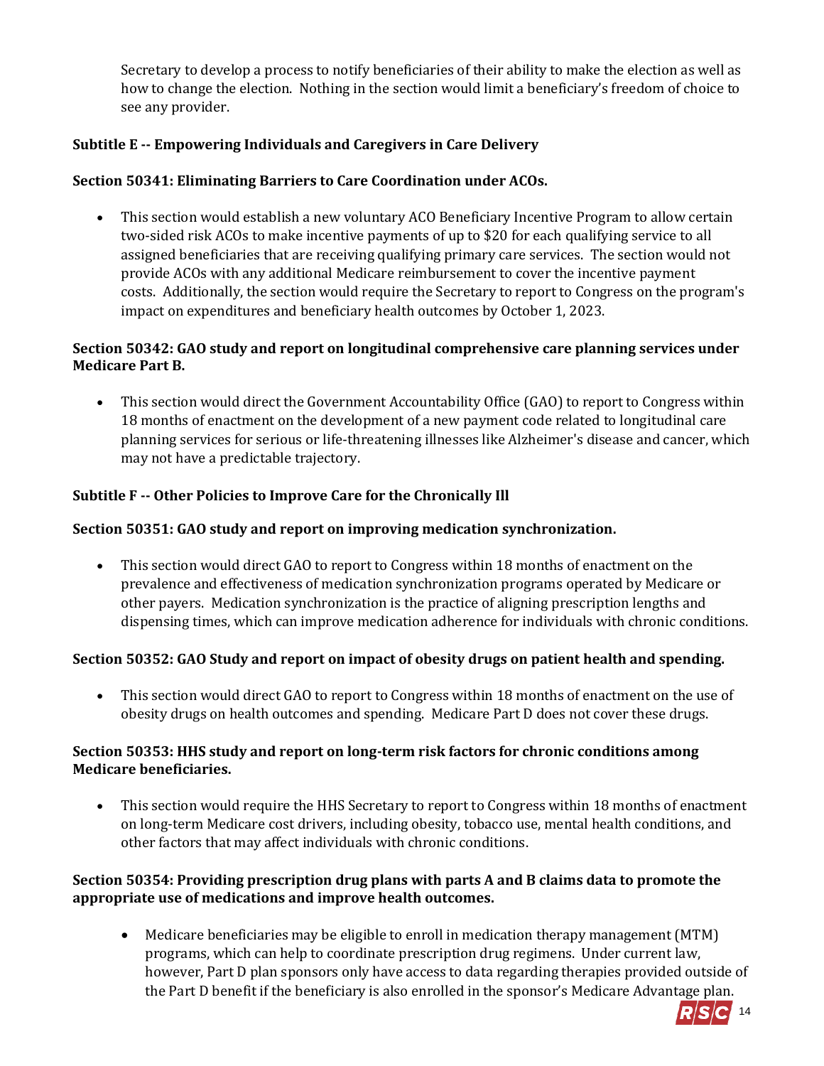Secretary to develop a process to notify beneficiaries of their ability to make the election as well as how to change the election. Nothing in the section would limit a beneficiary's freedom of choice to see any provider.

**Subtitle E -- Empowering Individuals and Caregivers in Care Delivery**

**Section 50341: Eliminating Barriers to Care Coordination under ACOs.**

- This section would establish a new voluntary ACO Beneficiary Incentive Program to allow certain two-sided risk ACOs to make incentive payments of up to $20 for each qualifying service to all assigned beneficiaries that are receiving qualifying primary care services. The section would not provide ACOs with any additional Medicare reimbursement to cover the incentive payment costs. Additionally, the section would require the Secretary to report to Congress on the program's impact on expenditures and beneficiary health outcomes by October 1, 2023.

**Section 50342: GAO study and report on longitudinal comprehensive care planning services under Medicare Part B.**

- This section would direct the Government Accountability Office (GAO) to report to Congress within 18 months of enactment on the development of a new payment code related to longitudinal care planning services for serious or life-threatening illnesses like Alzheimer's disease and cancer, which may not have a predictable trajectory.

**Subtitle F -- Other Policies to Improve Care for the Chronically Ill**

**Section 50351: GAO study and report on improving medication synchronization.**

- This section would direct GAO to report to Congress within 18 months of enactment on the prevalence and effectiveness of medication synchronization programs operated by Medicare or other payers. Medication synchronization is the practice of aligning prescription lengths and dispensing times, which can improve medication adherence for individuals with chronic conditions.

**Section 50352: GAO Study and report on impact of obesity drugs on patient health and spending.**

- This section would direct GAO to report to Congress within 18 months of enactment on the use of obesity drugs on health outcomes and spending. Medicare Part D does not cover these drugs.

**Section 50353: HHS study and report on long-term risk factors for chronic conditions among Medicare beneficiaries.**

- This section would require the HHS Secretary to report to Congress within 18 months of enactment on long-term Medicare cost drivers, including obesity, tobacco use, mental health conditions, and other factors that may affect individuals with chronic conditions.

**Section 50354: Providing prescription drug plans with parts A and B claims data to promote the appropriate use of medications and improve health outcomes.**

- Medicare beneficiaries may be eligible to enroll in medication therapy management (MTM) programs, which can help to coordinate prescription drug regimens. Under current law, however, Part D plan sponsors only have access to data regarding therapies provided outside of the Part D benefit if the beneficiary is also enrolled in the sponsor's Medicare Advantage plan.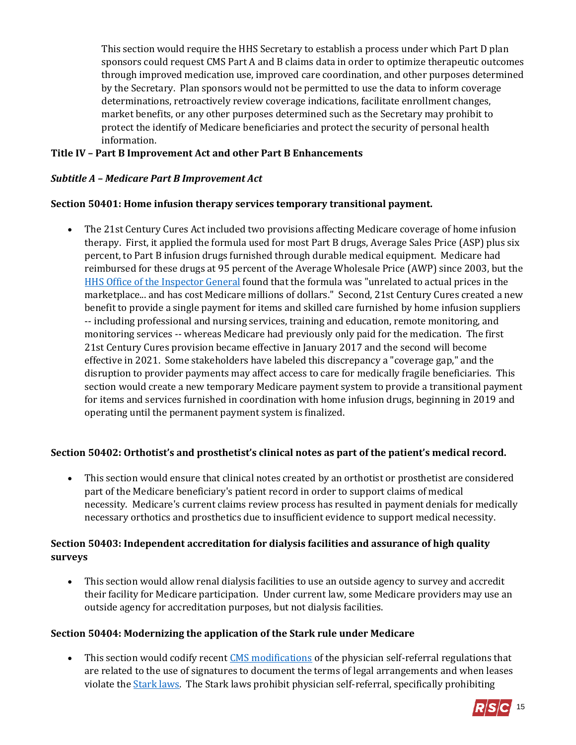This section would require the HHS Secretary to establish a process under which Part D plan sponsors could request CMS Part A and B claims data in order to optimize therapeutic outcomes through improved medication use, improved care coordination, and other purposes determined by the Secretary. Plan sponsors would not be permitted to use the data to inform coverage determinations, retroactively review coverage indications, facilitate enrollment changes, market benefits, or any other purposes determined such as the Secretary may prohibit to protect the identify of Medicare beneficiaries and protect the security of personal health information.

**Title IV – Part B Improvement Act and other Part B Enhancements**

***Subtitle A – Medicare Part B Improvement Act***

**Section 50401: Home infusion therapy services temporary transitional payment.**

- The 21st Century Cures Act included two provisions affecting Medicare coverage of home infusion therapy. First, it applied the formula used for most Part B drugs, Average Sales Price (ASP) plus six percent, to Part B infusion drugs furnished through durable medical equipment. Medicare had reimbursed for these drugs at 95 percent of the Average Wholesale Price (AWP) since 2003, but the HHS Office of the Inspector General found that the formula was "unrelated to actual prices in the marketplace... and has cost Medicare millions of dollars." Second, 21st Century Cures created a new benefit to provide a single payment for items and skilled care furnished by home infusion suppliers -- including professional and nursing services, training and education, remote monitoring, and monitoring services -- whereas Medicare had previously only paid for the medication. The first 21st Century Cures provision became effective in January 2017 and the second will become effective in 2021. Some stakeholders have labeled this discrepancy a "coverage gap," and the disruption to provider payments may affect access to care for medically fragile beneficiaries. This section would create a new temporary Medicare payment system to provide a transitional payment for items and services furnished in coordination with home infusion drugs, beginning in 2019 and operating until the permanent payment system is finalized.

**Section 50402: Orthotist's and prosthetist's clinical notes as part of the patient's medical record.**

- This section would ensure that clinical notes created by an orthotist or prosthetist are considered part of the Medicare beneficiary's patient record in order to support claims of medical necessity. Medicare's current claims review process has resulted in payment denials for medically necessary orthotics and prosthetics due to insufficient evidence to support medical necessity.

**Section 50403: Independent accreditation for dialysis facilities and assurance of high quality surveys**

- This section would allow renal dialysis facilities to use an outside agency to survey and accredit their facility for Medicare participation. Under current law, some Medicare providers may use an outside agency for accreditation purposes, but not dialysis facilities.

**Section 50404: Modernizing the application of the Stark rule under Medicare**

- This section would codify recent CMS modifications of the physician self-referral regulations that are related to the use of signatures to document the terms of legal arrangements and when leases violate the Stark laws. The Stark laws prohibit physician self-referral, specifically prohibiting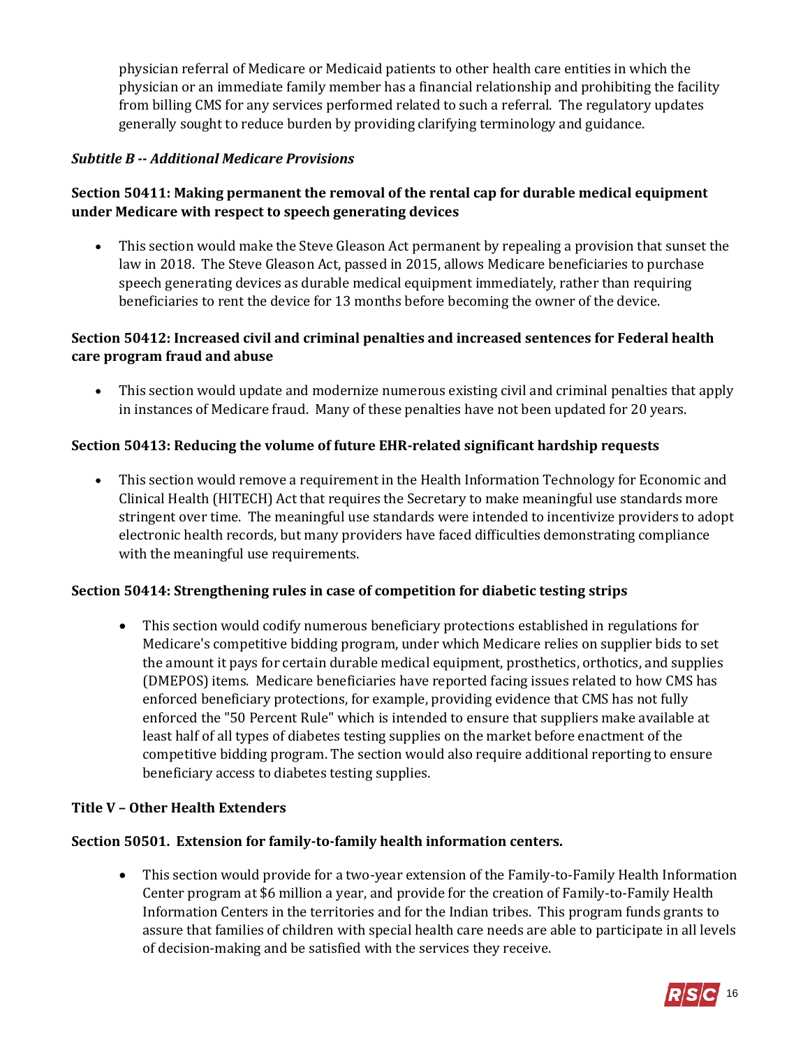physician referral of Medicare or Medicaid patients to other health care entities in which the physician or an immediate family member has a financial relationship and prohibiting the facility from billing CMS for any services performed related to such a referral. The regulatory updates generally sought to reduce burden by providing clarifying terminology and guidance.

***Subtitle B -- Additional Medicare Provisions***

**Section 50411: Making permanent the removal of the rental cap for durable medical equipment under Medicare with respect to speech generating devices**

- This section would make the Steve Gleason Act permanent by repealing a provision that sunset the law in 2018. The Steve Gleason Act, passed in 2015, allows Medicare beneficiaries to purchase speech generating devices as durable medical equipment immediately, rather than requiring beneficiaries to rent the device for 13 months before becoming the owner of the device.

**Section 50412: Increased civil and criminal penalties and increased sentences for Federal health care program fraud and abuse**

- This section would update and modernize numerous existing civil and criminal penalties that apply in instances of Medicare fraud. Many of these penalties have not been updated for 20 years.

**Section 50413: Reducing the volume of future EHR-related significant hardship requests**

- This section would remove a requirement in the Health Information Technology for Economic and Clinical Health (HITECH) Act that requires the Secretary to make meaningful use standards more stringent over time. The meaningful use standards were intended to incentivize providers to adopt electronic health records, but many providers have faced difficulties demonstrating compliance with the meaningful use requirements.

**Section 50414: Strengthening rules in case of competition for diabetic testing strips**

- This section would codify numerous beneficiary protections established in regulations for Medicare's competitive bidding program, under which Medicare relies on supplier bids to set the amount it pays for certain durable medical equipment, prosthetics, orthotics, and supplies (DMEPOS) items. Medicare beneficiaries have reported facing issues related to how CMS has enforced beneficiary protections, for example, providing evidence that CMS has not fully enforced the "50 Percent Rule" which is intended to ensure that suppliers make available at least half of all types of diabetes testing supplies on the market before enactment of the competitive bidding program. The section would also require additional reporting to ensure beneficiary access to diabetes testing supplies.

**Title V – Other Health Extenders**

**Section 50501. Extension for family-to-family health information centers.**

- This section would provide for a two-year extension of the Family-to-Family Health Information Center program at $6 million a year, and provide for the creation of Family-to-Family Health Information Centers in the territories and for the Indian tribes. This program funds grants to assure that families of children with special health care needs are able to participate in all levels of decision-making and be satisfied with the services they receive.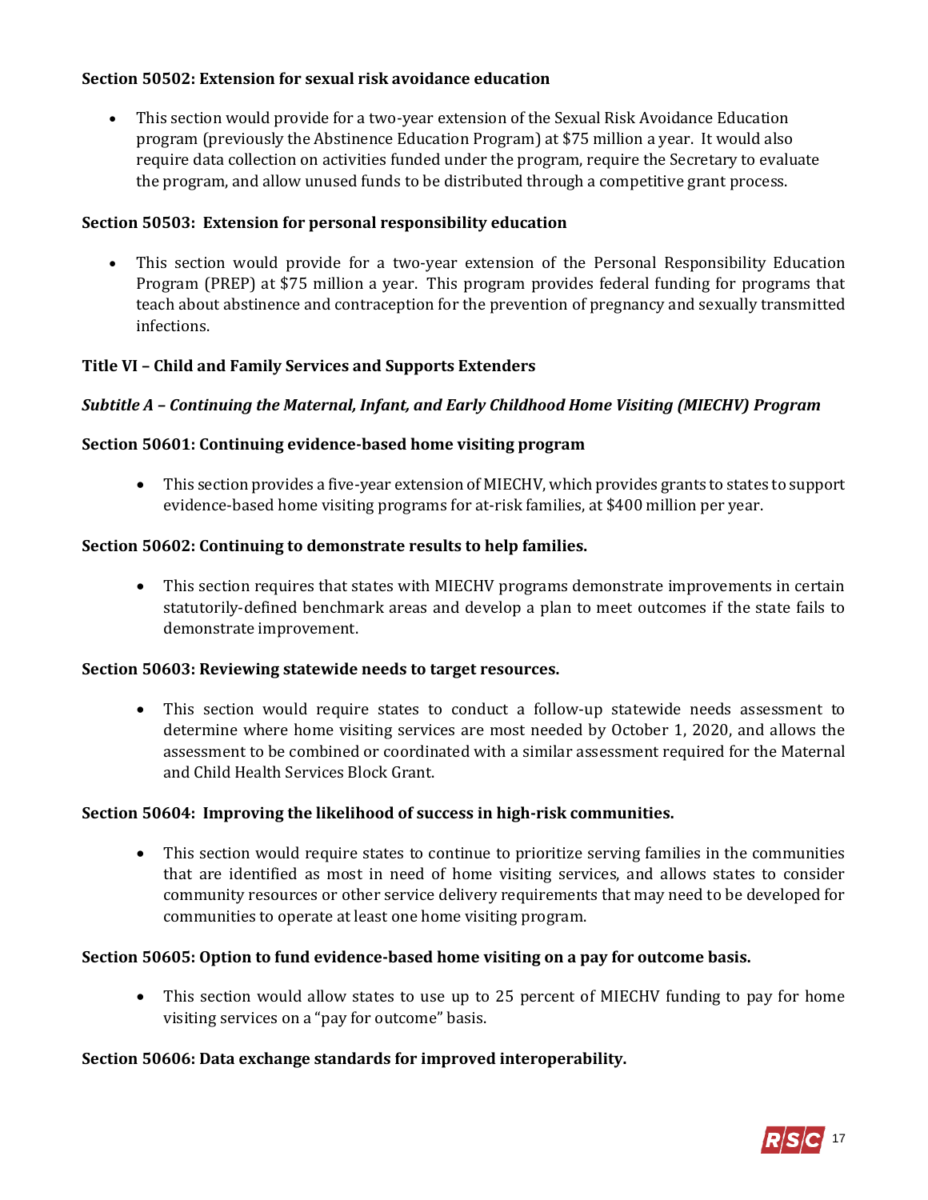**Section 50502: Extension for sexual risk avoidance education**

- This section would provide for a two-year extension of the Sexual Risk Avoidance Education program (previously the Abstinence Education Program) at $75 million a year. It would also require data collection on activities funded under the program, require the Secretary to evaluate the program, and allow unused funds to be distributed through a competitive grant process.

**Section 50503: Extension for personal responsibility education**

- This section would provide for a two-year extension of the Personal Responsibility Education Program (PREP) at $75 million a year. This program provides federal funding for programs that teach about abstinence and contraception for the prevention of pregnancy and sexually transmitted infections.

**Title VI – Child and Family Services and Supports Extenders**

***Subtitle A – Continuing the Maternal, Infant, and Early Childhood Home Visiting (MIECHV) Program***

**Section 50601: Continuing evidence-based home visiting program**

- This section provides a five-year extension of MIECHV, which provides grants to states to support evidence-based home visiting programs for at-risk families, at $400 million per year.

**Section 50602: Continuing to demonstrate results to help families.**

- This section requires that states with MIECHV programs demonstrate improvements in certain statutorily-defined benchmark areas and develop a plan to meet outcomes if the state fails to demonstrate improvement.

**Section 50603: Reviewing statewide needs to target resources.**

- This section would require states to conduct a follow-up statewide needs assessment to determine where home visiting services are most needed by October 1, 2020, and allows the assessment to be combined or coordinated with a similar assessment required for the Maternal and Child Health Services Block Grant.

**Section 50604: Improving the likelihood of success in high-risk communities.**

- This section would require states to continue to prioritize serving families in the communities that are identified as most in need of home visiting services, and allows states to consider community resources or other service delivery requirements that may need to be developed for communities to operate at least one home visiting program.

**Section 50605: Option to fund evidence-based home visiting on a pay for outcome basis.**

- This section would allow states to use up to 25 percent of MIECHV funding to pay for home visiting services on a "pay for outcome" basis.

**Section 50606: Data exchange standards for improved interoperability.**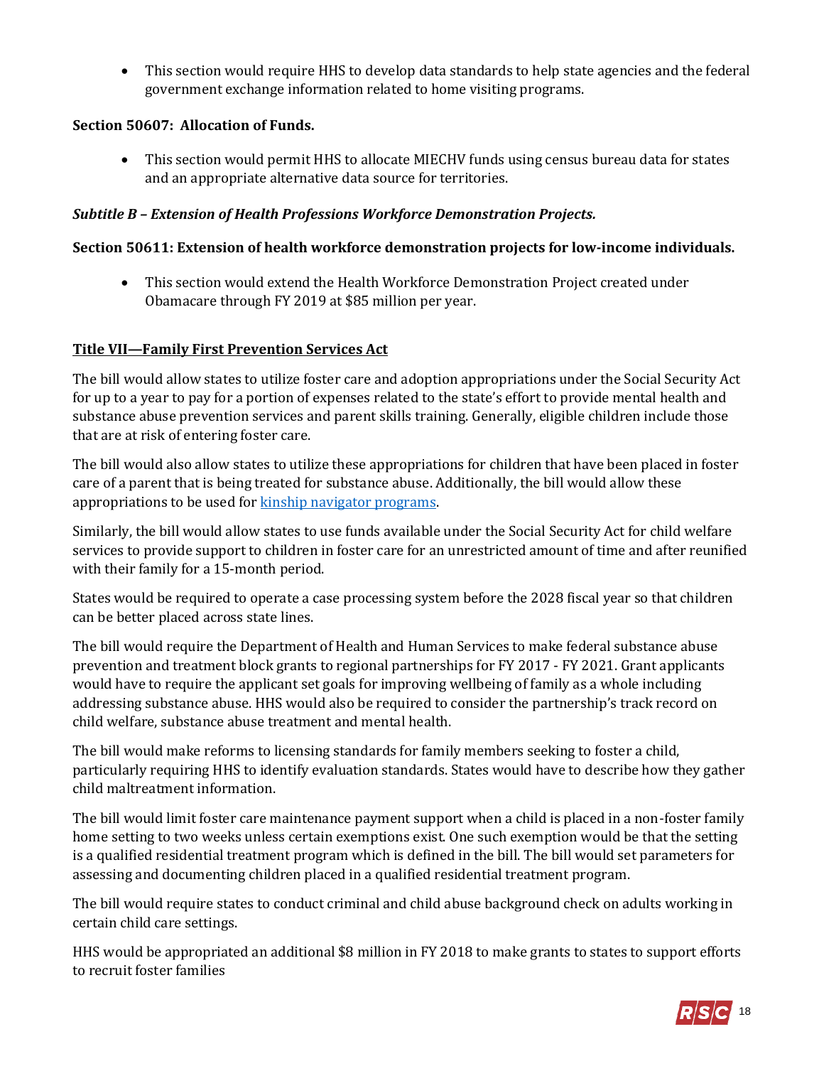- This section would require HHS to develop data standards to help state agencies and the federal government exchange information related to home visiting programs.

**Section 50607: Allocation of Funds.**

- This section would permit HHS to allocate MIECHV funds using census bureau data for states and an appropriate alternative data source for territories.

***Subtitle B – Extension of Health Professions Workforce Demonstration Projects.***

**Section 50611: Extension of health workforce demonstration projects for low-income individuals.**

- This section would extend the Health Workforce Demonstration Project created under Obamacare through FY 2019 at $85 million per year.

**<u>Title VII—Family First Prevention Services Act</u>**

The bill would allow states to utilize foster care and adoption appropriations under the Social Security Act for up to a year to pay for a portion of expenses related to the state's effort to provide mental health and substance abuse prevention services and parent skills training. Generally, eligible children include those that are at risk of entering foster care.

The bill would also allow states to utilize these appropriations for children that have been placed in foster care of a parent that is being treated for substance abuse. Additionally, the bill would allow these appropriations to be used for [kinship navigator programs](kinship navigator programs).

Similarly, the bill would allow states to use funds available under the Social Security Act for child welfare services to provide support to children in foster care for an unrestricted amount of time and after reunified with their family for a 15-month period.

States would be required to operate a case processing system before the 2028 fiscal year so that children can be better placed across state lines.

The bill would require the Department of Health and Human Services to make federal substance abuse prevention and treatment block grants to regional partnerships for FY 2017 - FY 2021. Grant applicants would have to require the applicant set goals for improving wellbeing of family as a whole including addressing substance abuse. HHS would also be required to consider the partnership's track record on child welfare, substance abuse treatment and mental health.

The bill would make reforms to licensing standards for family members seeking to foster a child, particularly requiring HHS to identify evaluation standards. States would have to describe how they gather child maltreatment information.

The bill would limit foster care maintenance payment support when a child is placed in a non-foster family home setting to two weeks unless certain exemptions exist. One such exemption would be that the setting is a qualified residential treatment program which is defined in the bill. The bill would set parameters for assessing and documenting children placed in a qualified residential treatment program.

The bill would require states to conduct criminal and child abuse background check on adults working in certain child care settings.

HHS would be appropriated an additional $8 million in FY 2018 to make grants to states to support efforts to recruit foster families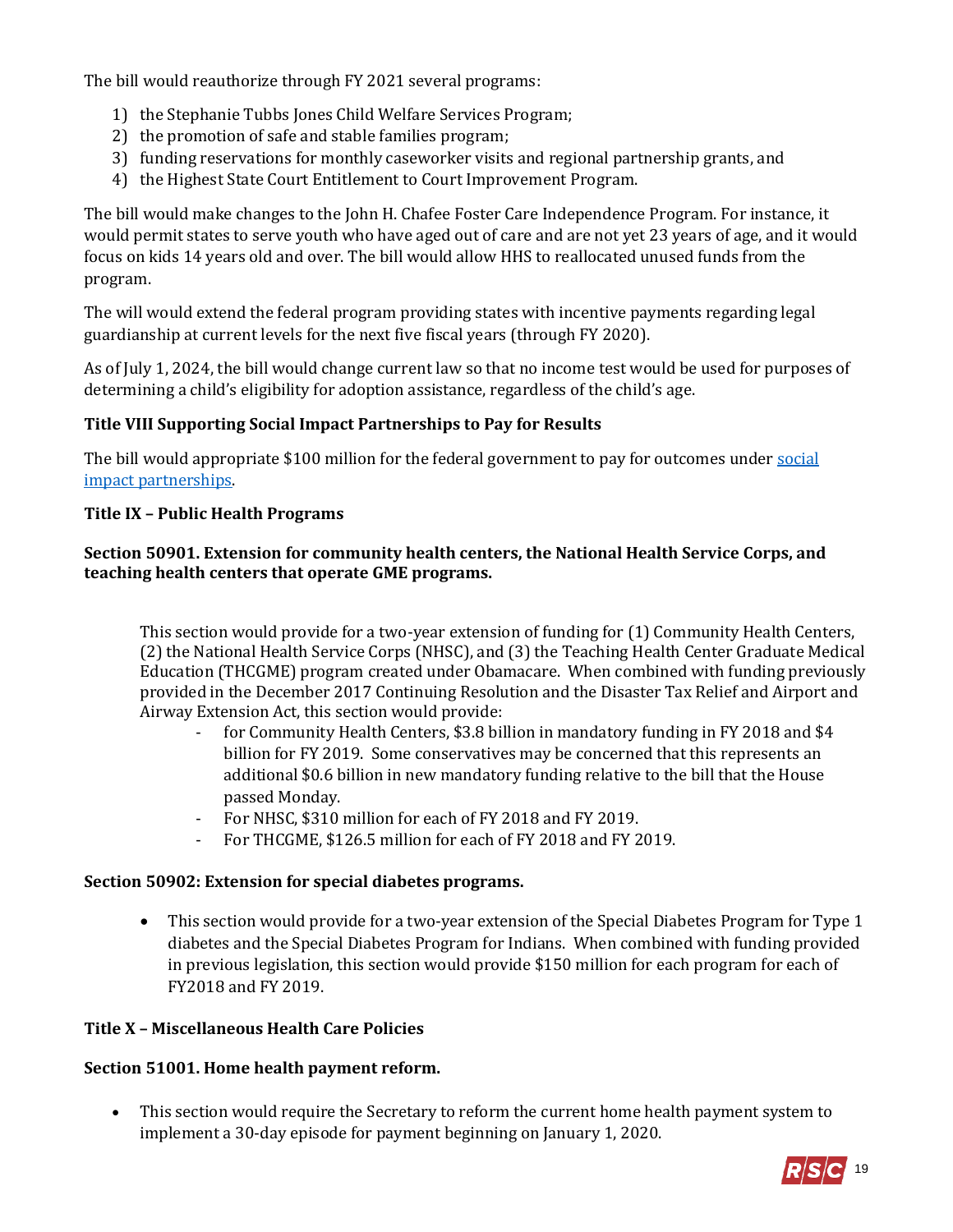The bill would reauthorize through FY 2021 several programs:

1) the Stephanie Tubbs Jones Child Welfare Services Program;
2) the promotion of safe and stable families program;
3) funding reservations for monthly caseworker visits and regional partnership grants, and
4) the Highest State Court Entitlement to Court Improvement Program.

The bill would make changes to the John H. Chafee Foster Care Independence Program. For instance, it would permit states to serve youth who have aged out of care and are not yet 23 years of age, and it would focus on kids 14 years old and over. The bill would allow HHS to reallocated unused funds from the program.

The will would extend the federal program providing states with incentive payments regarding legal guardianship at current levels for the next five fiscal years (through FY 2020).

As of July 1, 2024, the bill would change current law so that no income test would be used for purposes of determining a child's eligibility for adoption assistance, regardless of the child's age.

**Title VIII Supporting Social Impact Partnerships to Pay for Results**

The bill would appropriate $100 million for the federal government to pay for outcomes under [social impact partnerships]().

**Title IX – Public Health Programs**

**Section 50901. Extension for community health centers, the National Health Service Corps, and teaching health centers that operate GME programs.**

This section would provide for a two-year extension of funding for (1) Community Health Centers, (2) the National Health Service Corps (NHSC), and (3) the Teaching Health Center Graduate Medical Education (THCGME) program created under Obamacare. When combined with funding previously provided in the December 2017 Continuing Resolution and the Disaster Tax Relief and Airport and Airway Extension Act, this section would provide:

- for Community Health Centers, $3.8 billion in mandatory funding in FY 2018 and $4 billion for FY 2019. Some conservatives may be concerned that this represents an additional $0.6 billion in new mandatory funding relative to the bill that the House passed Monday.
- For NHSC, $310 million for each of FY 2018 and FY 2019.
- For THCGME, $126.5 million for each of FY 2018 and FY 2019.

**Section 50902: Extension for special diabetes programs.**

- This section would provide for a two-year extension of the Special Diabetes Program for Type 1 diabetes and the Special Diabetes Program for Indians. When combined with funding provided in previous legislation, this section would provide $150 million for each program for each of FY2018 and FY 2019.

**Title X – Miscellaneous Health Care Policies**

**Section 51001. Home health payment reform.**

- This section would require the Secretary to reform the current home health payment system to implement a 30-day episode for payment beginning on January 1, 2020.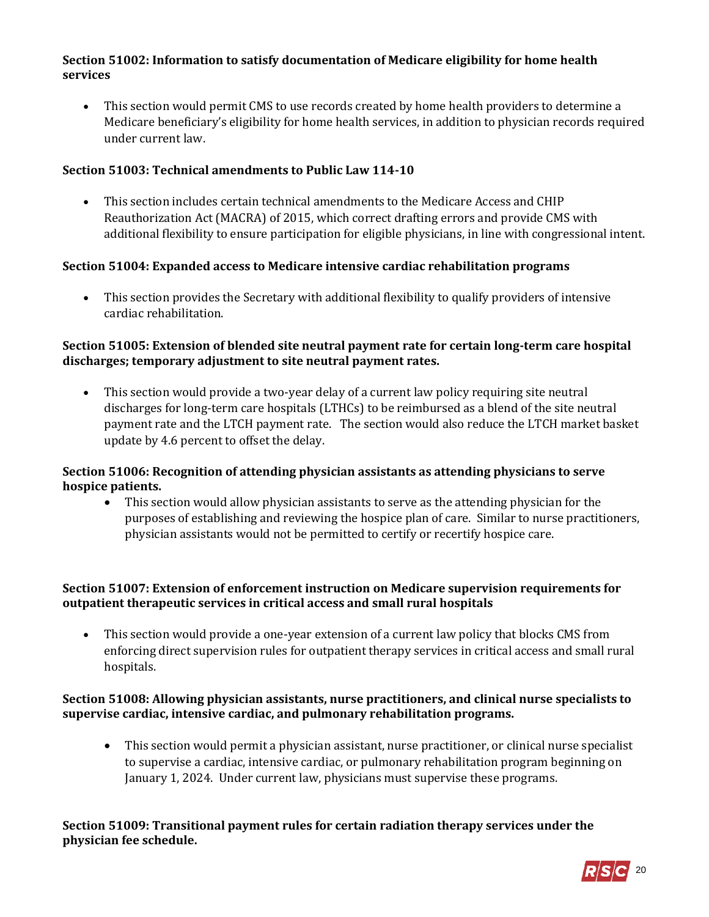**Section 51002: Information to satisfy documentation of Medicare eligibility for home health services**

- This section would permit CMS to use records created by home health providers to determine a Medicare beneficiary's eligibility for home health services, in addition to physician records required under current law.

**Section 51003: Technical amendments to Public Law 114-10**

- This section includes certain technical amendments to the Medicare Access and CHIP Reauthorization Act (MACRA) of 2015, which correct drafting errors and provide CMS with additional flexibility to ensure participation for eligible physicians, in line with congressional intent.

**Section 51004: Expanded access to Medicare intensive cardiac rehabilitation programs**

- This section provides the Secretary with additional flexibility to qualify providers of intensive cardiac rehabilitation.

**Section 51005: Extension of blended site neutral payment rate for certain long-term care hospital discharges; temporary adjustment to site neutral payment rates.**

- This section would provide a two-year delay of a current law policy requiring site neutral discharges for long-term care hospitals (LTHCs) to be reimbursed as a blend of the site neutral payment rate and the LTCH payment rate. The section would also reduce the LTCH market basket update by 4.6 percent to offset the delay.

**Section 51006: Recognition of attending physician assistants as attending physicians to serve hospice patients.**

- This section would allow physician assistants to serve as the attending physician for the purposes of establishing and reviewing the hospice plan of care. Similar to nurse practitioners, physician assistants would not be permitted to certify or recertify hospice care.

**Section 51007: Extension of enforcement instruction on Medicare supervision requirements for outpatient therapeutic services in critical access and small rural hospitals**

- This section would provide a one-year extension of a current law policy that blocks CMS from enforcing direct supervision rules for outpatient therapy services in critical access and small rural hospitals.

**Section 51008: Allowing physician assistants, nurse practitioners, and clinical nurse specialists to supervise cardiac, intensive cardiac, and pulmonary rehabilitation programs.**

- This section would permit a physician assistant, nurse practitioner, or clinical nurse specialist to supervise a cardiac, intensive cardiac, or pulmonary rehabilitation program beginning on January 1, 2024. Under current law, physicians must supervise these programs.

**Section 51009: Transitional payment rules for certain radiation therapy services under the physician fee schedule.**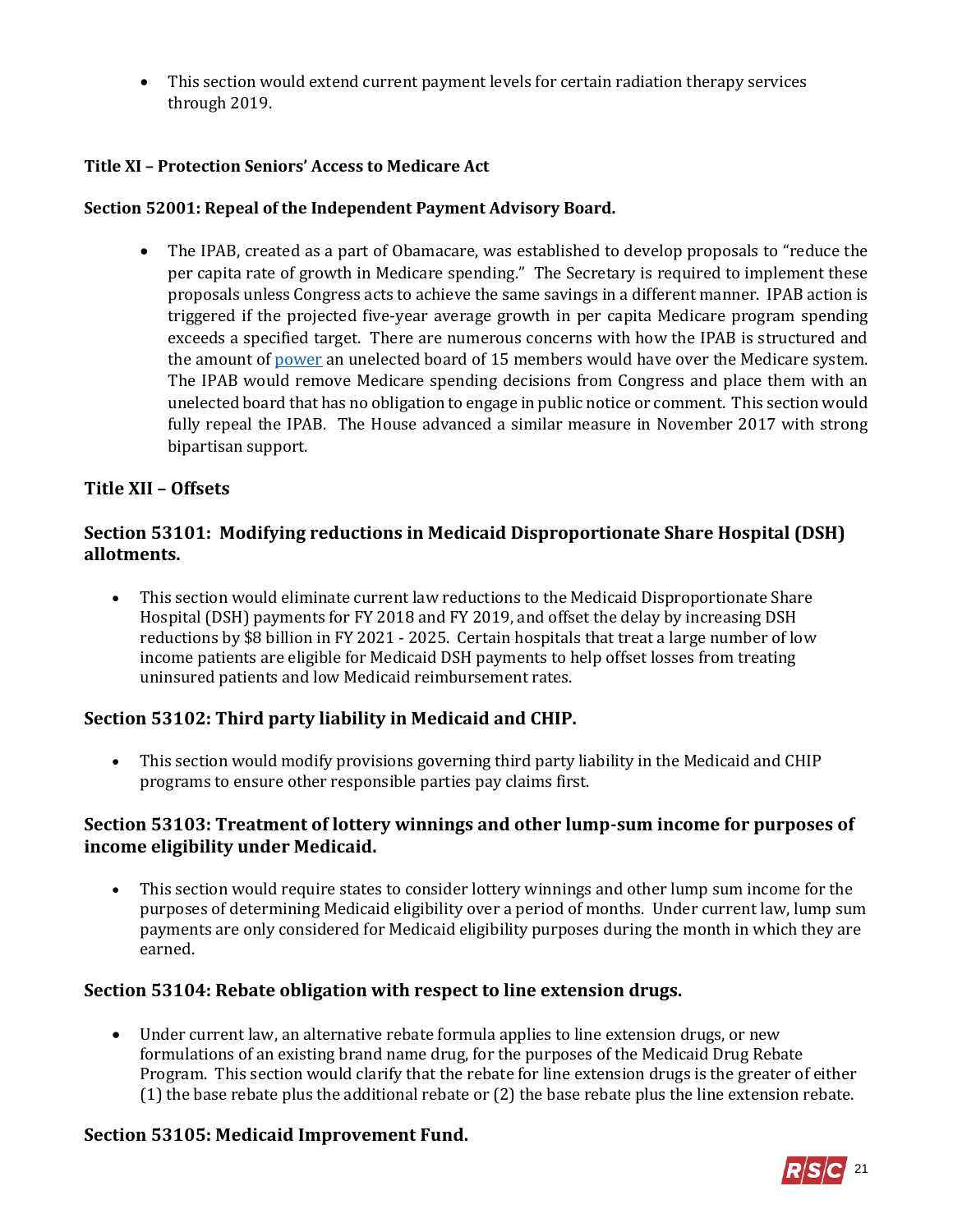- This section would extend current payment levels for certain radiation therapy services through 2019.

**Title XI – Protection Seniors' Access to Medicare Act**

**Section 52001: Repeal of the Independent Payment Advisory Board.**

- The IPAB, created as a part of Obamacare, was established to develop proposals to "reduce the per capita rate of growth in Medicare spending." The Secretary is required to implement these proposals unless Congress acts to achieve the same savings in a different manner. IPAB action is triggered if the projected five-year average growth in per capita Medicare program spending exceeds a specified target. There are numerous concerns with how the IPAB is structured and the amount of power an unelected board of 15 members would have over the Medicare system. The IPAB would remove Medicare spending decisions from Congress and place them with an unelected board that has no obligation to engage in public notice or comment. This section would fully repeal the IPAB. The House advanced a similar measure in November 2017 with strong bipartisan support.

## Title XII – Offsets

### Section 53101: Modifying reductions in Medicaid Disproportionate Share Hospital (DSH) allotments.

- This section would eliminate current law reductions to the Medicaid Disproportionate Share Hospital (DSH) payments for FY 2018 and FY 2019, and offset the delay by increasing DSH reductions by $8 billion in FY 2021 - 2025. Certain hospitals that treat a large number of low income patients are eligible for Medicaid DSH payments to help offset losses from treating uninsured patients and low Medicaid reimbursement rates.

### Section 53102: Third party liability in Medicaid and CHIP.

- This section would modify provisions governing third party liability in the Medicaid and CHIP programs to ensure other responsible parties pay claims first.

### Section 53103: Treatment of lottery winnings and other lump-sum income for purposes of income eligibility under Medicaid.

- This section would require states to consider lottery winnings and other lump sum income for the purposes of determining Medicaid eligibility over a period of months. Under current law, lump sum payments are only considered for Medicaid eligibility purposes during the month in which they are earned.

### Section 53104: Rebate obligation with respect to line extension drugs.

- Under current law, an alternative rebate formula applies to line extension drugs, or new formulations of an existing brand name drug, for the purposes of the Medicaid Drug Rebate Program. This section would clarify that the rebate for line extension drugs is the greater of either (1) the base rebate plus the additional rebate or (2) the base rebate plus the line extension rebate.

### Section 53105: Medicaid Improvement Fund.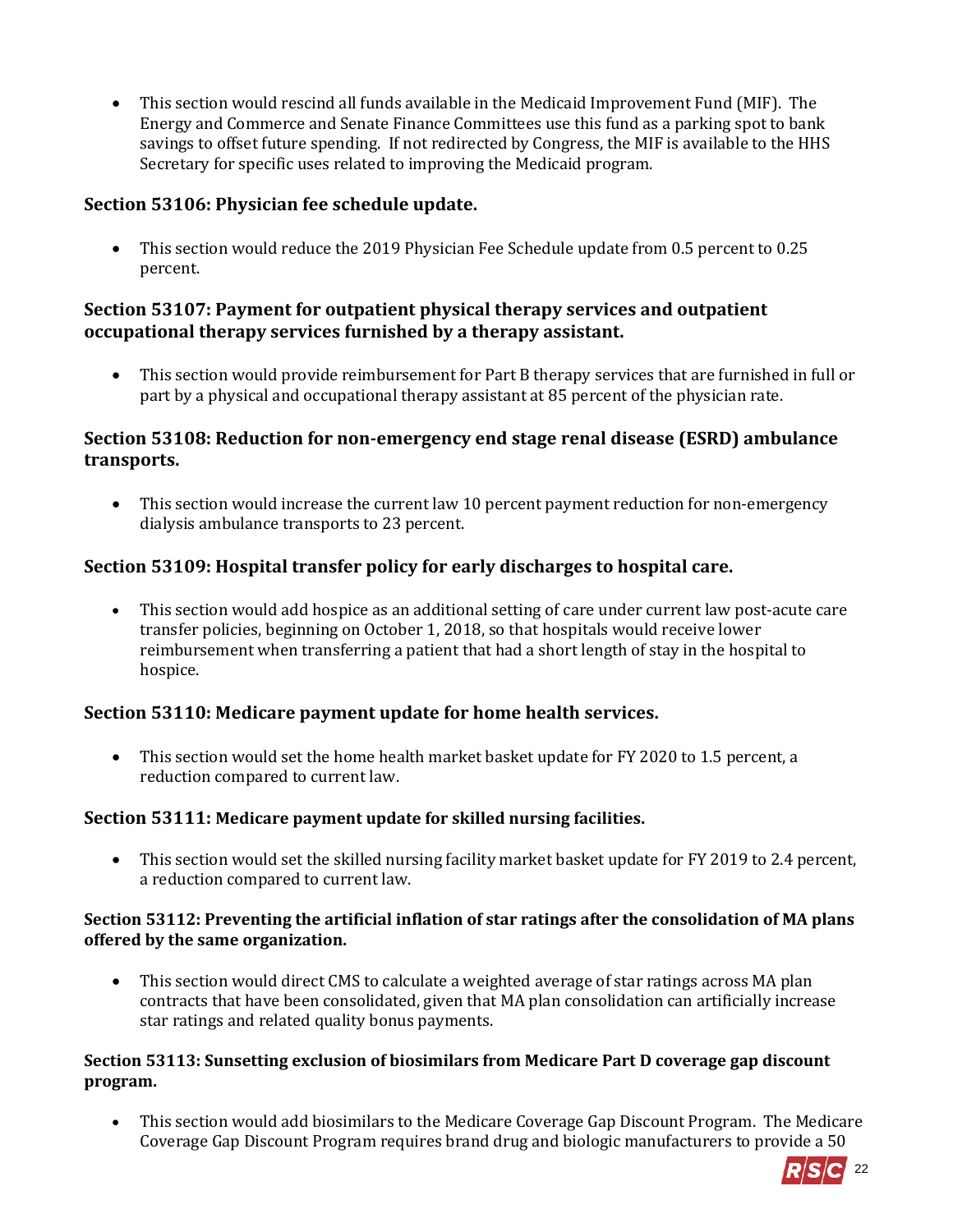- This section would rescind all funds available in the Medicaid Improvement Fund (MIF). The Energy and Commerce and Senate Finance Committees use this fund as a parking spot to bank savings to offset future spending. If not redirected by Congress, the MIF is available to the HHS Secretary for specific uses related to improving the Medicaid program.

### Section 53106: Physician fee schedule update.

- This section would reduce the 2019 Physician Fee Schedule update from 0.5 percent to 0.25 percent.

### Section 53107: Payment for outpatient physical therapy services and outpatient occupational therapy services furnished by a therapy assistant.

- This section would provide reimbursement for Part B therapy services that are furnished in full or part by a physical and occupational therapy assistant at 85 percent of the physician rate.

### Section 53108: Reduction for non-emergency end stage renal disease (ESRD) ambulance transports.

- This section would increase the current law 10 percent payment reduction for non-emergency dialysis ambulance transports to 23 percent.

### Section 53109: Hospital transfer policy for early discharges to hospital care.

- This section would add hospice as an additional setting of care under current law post-acute care transfer policies, beginning on October 1, 2018, so that hospitals would receive lower reimbursement when transferring a patient that had a short length of stay in the hospital to hospice.

### Section 53110: Medicare payment update for home health services.

- This section would set the home health market basket update for FY 2020 to 1.5 percent, a reduction compared to current law.

### Section 53111: Medicare payment update for skilled nursing facilities.

- This section would set the skilled nursing facility market basket update for FY 2019 to 2.4 percent, a reduction compared to current law.

### Section 53112: Preventing the artificial inflation of star ratings after the consolidation of MA plans offered by the same organization.

- This section would direct CMS to calculate a weighted average of star ratings across MA plan contracts that have been consolidated, given that MA plan consolidation can artificially increase star ratings and related quality bonus payments.

### Section 53113: Sunsetting exclusion of biosimilars from Medicare Part D coverage gap discount program.

- This section would add biosimilars to the Medicare Coverage Gap Discount Program. The Medicare Coverage Gap Discount Program requires brand drug and biologic manufacturers to provide a 50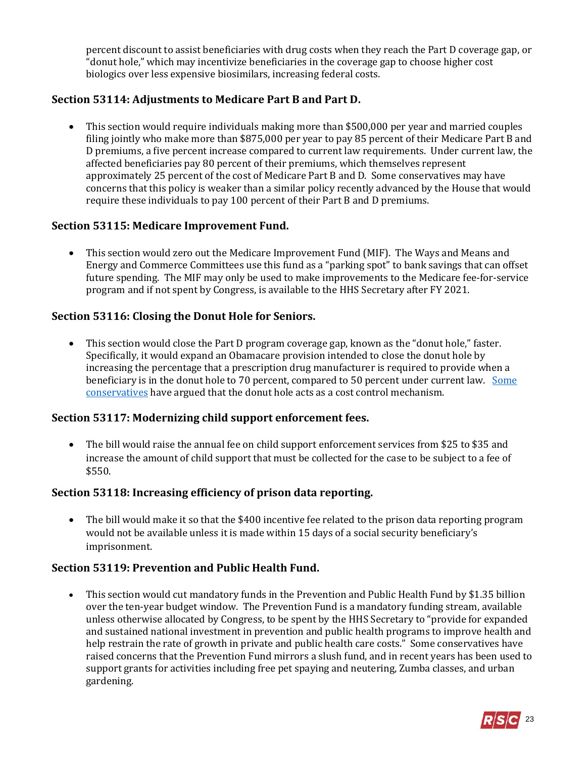percent discount to assist beneficiaries with drug costs when they reach the Part D coverage gap, or "donut hole," which may incentivize beneficiaries in the coverage gap to choose higher cost biologics over less expensive biosimilars, increasing federal costs.

### Section 53114: Adjustments to Medicare Part B and Part D.

- This section would require individuals making more than $500,000 per year and married couples filing jointly who make more than $875,000 per year to pay 85 percent of their Medicare Part B and D premiums, a five percent increase compared to current law requirements. Under current law, the affected beneficiaries pay 80 percent of their premiums, which themselves represent approximately 25 percent of the cost of Medicare Part B and D. Some conservatives may have concerns that this policy is weaker than a similar policy recently advanced by the House that would require these individuals to pay 100 percent of their Part B and D premiums.

### Section 53115: Medicare Improvement Fund.

- This section would zero out the Medicare Improvement Fund (MIF). The Ways and Means and Energy and Commerce Committees use this fund as a "parking spot" to bank savings that can offset future spending. The MIF may only be used to make improvements to the Medicare fee-for-service program and if not spent by Congress, is available to the HHS Secretary after FY 2021.

### Section 53116: Closing the Donut Hole for Seniors.

- This section would close the Part D program coverage gap, known as the "donut hole," faster. Specifically, it would expand an Obamacare provision intended to close the donut hole by increasing the percentage that a prescription drug manufacturer is required to provide when a beneficiary is in the donut hole to 70 percent, compared to 50 percent under current law. Some conservatives have argued that the donut hole acts as a cost control mechanism.

### Section 53117: Modernizing child support enforcement fees.

- The bill would raise the annual fee on child support enforcement services from $25 to $35 and increase the amount of child support that must be collected for the case to be subject to a fee of $550.

### Section 53118: Increasing efficiency of prison data reporting.

- The bill would make it so that the $400 incentive fee related to the prison data reporting program would not be available unless it is made within 15 days of a social security beneficiary's imprisonment.

### Section 53119: Prevention and Public Health Fund.

- This section would cut mandatory funds in the Prevention and Public Health Fund by $1.35 billion over the ten-year budget window. The Prevention Fund is a mandatory funding stream, available unless otherwise allocated by Congress, to be spent by the HHS Secretary to "provide for expanded and sustained national investment in prevention and public health programs to improve health and help restrain the rate of growth in private and public health care costs." Some conservatives have raised concerns that the Prevention Fund mirrors a slush fund, and in recent years has been used to support grants for activities including free pet spaying and neutering, Zumba classes, and urban gardening.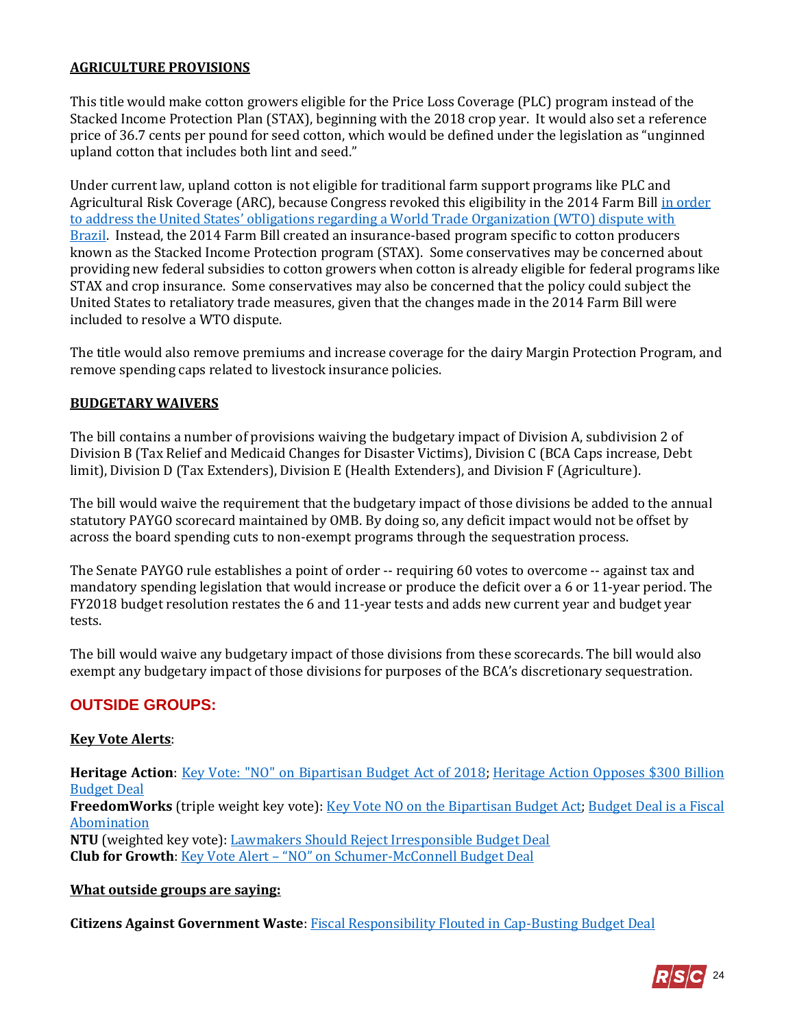**AGRICULTURE PROVISIONS**

This title would make cotton growers eligible for the Price Loss Coverage (PLC) program instead of the Stacked Income Protection Plan (STAX), beginning with the 2018 crop year. It would also set a reference price of 36.7 cents per pound for seed cotton, which would be defined under the legislation as "unginned upland cotton that includes both lint and seed."

Under current law, upland cotton is not eligible for traditional farm support programs like PLC and Agricultural Risk Coverage (ARC), because Congress revoked this eligibility in the 2014 Farm Bill in order to address the United States' obligations regarding a World Trade Organization (WTO) dispute with Brazil. Instead, the 2014 Farm Bill created an insurance-based program specific to cotton producers known as the Stacked Income Protection program (STAX). Some conservatives may be concerned about providing new federal subsidies to cotton growers when cotton is already eligible for federal programs like STAX and crop insurance. Some conservatives may also be concerned that the policy could subject the United States to retaliatory trade measures, given that the changes made in the 2014 Farm Bill were included to resolve a WTO dispute.

The title would also remove premiums and increase coverage for the dairy Margin Protection Program, and remove spending caps related to livestock insurance policies.

**BUDGETARY WAIVERS**

The bill contains a number of provisions waiving the budgetary impact of Division A, subdivision 2 of Division B (Tax Relief and Medicaid Changes for Disaster Victims), Division C (BCA Caps increase, Debt limit), Division D (Tax Extenders), Division E (Health Extenders), and Division F (Agriculture).

The bill would waive the requirement that the budgetary impact of those divisions be added to the annual statutory PAYGO scorecard maintained by OMB. By doing so, any deficit impact would not be offset by across the board spending cuts to non-exempt programs through the sequestration process.

The Senate PAYGO rule establishes a point of order -- requiring 60 votes to overcome -- against tax and mandatory spending legislation that would increase or produce the deficit over a 6 or 11-year period. The FY2018 budget resolution restates the 6 and 11-year tests and adds new current year and budget year tests.

The bill would waive any budgetary impact of those divisions from these scorecards. The bill would also exempt any budgetary impact of those divisions for purposes of the BCA's discretionary sequestration.

## OUTSIDE GROUPS:

**Key Vote Alerts**:

**Heritage Action**: Key Vote: "NO" on Bipartisan Budget Act of 2018; Heritage Action Opposes $300 Billion Budget Deal
**FreedomWorks** (triple weight key vote): Key Vote NO on the Bipartisan Budget Act; Budget Deal is a Fiscal Abomination
**NTU** (weighted key vote): Lawmakers Should Reject Irresponsible Budget Deal
**Club for Growth**: Key Vote Alert – "NO" on Schumer-McConnell Budget Deal

**What outside groups are saying:**

**Citizens Against Government Waste**: Fiscal Responsibility Flouted in Cap-Busting Budget Deal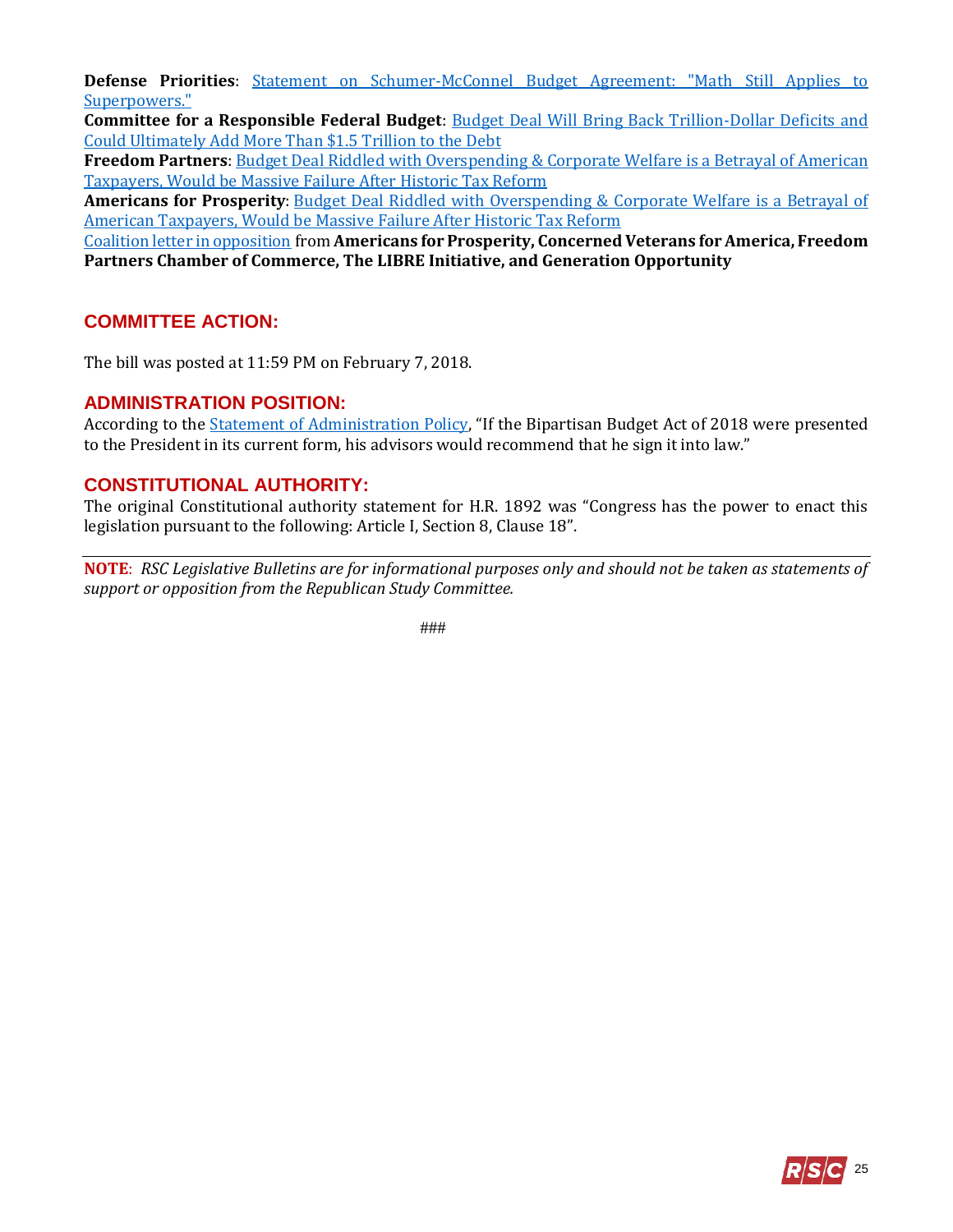**Defense Priorities**: Statement on Schumer-McConnel Budget Agreement: "Math Still Applies to Superpowers."

**Committee for a Responsible Federal Budget**: Budget Deal Will Bring Back Trillion-Dollar Deficits and Could Ultimately Add More Than $1.5 Trillion to the Debt

**Freedom Partners**: Budget Deal Riddled with Overspending & Corporate Welfare is a Betrayal of American Taxpayers, Would be Massive Failure After Historic Tax Reform

**Americans for Prosperity**: Budget Deal Riddled with Overspending & Corporate Welfare is a Betrayal of American Taxpayers, Would be Massive Failure After Historic Tax Reform

Coalition letter in opposition from **Americans for Prosperity, Concerned Veterans for America, Freedom Partners Chamber of Commerce, The LIBRE Initiative, and Generation Opportunity**

## COMMITTEE ACTION:

The bill was posted at 11:59 PM on February 7, 2018.

## ADMINISTRATION POSITION:

According to the Statement of Administration Policy, "If the Bipartisan Budget Act of 2018 were presented to the President in its current form, his advisors would recommend that he sign it into law."

## CONSTITUTIONAL AUTHORITY:

The original Constitutional authority statement for H.R. 1892 was "Congress has the power to enact this legislation pursuant to the following: Article I, Section 8, Clause 18".

---

**NOTE**: *RSC Legislative Bulletins are for informational purposes only and should not be taken as statements of support or opposition from the Republican Study Committee.*

###